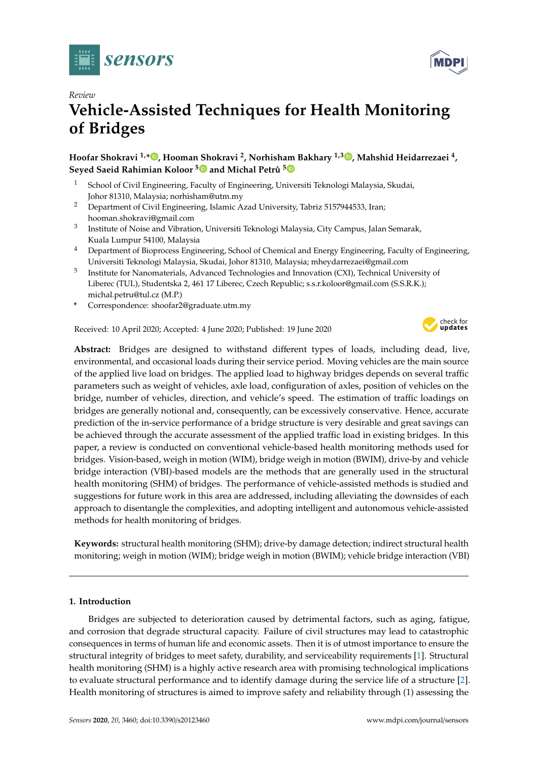*Review*

# Vehicle-Assisted Techniques for Health Monitoring of Bridges

**Hoofar Shokravi [1,*], Hooman Shokravi [2], Norhisham Bakhary [1,3], Mahshid Heidarrezaei [4], Seyed Saeid Rahimian Koloor [5] and Michal Petrů [5]**

[1] School of Civil Engineering, Faculty of Engineering, Universiti Teknologi Malaysia, Skudai, Johor 81310, Malaysia; norhisham@utm.my

[2] Department of Civil Engineering, Islamic Azad University, Tabriz 5157944533, Iran; hooman.shokravi@gmail.com

[3] Institute of Noise and Vibration, Universiti Teknologi Malaysia, City Campus, Jalan Semarak, Kuala Lumpur 54100, Malaysia

[4] Department of Bioprocess Engineering, School of Chemical and Energy Engineering, Faculty of Engineering, Universiti Teknologi Malaysia, Skudai, Johor 81310, Malaysia; mheydarrezaei@gmail.com

[5] Institute for Nanomaterials, Advanced Technologies and Innovation (CXI), Technical University of Liberec (TUL), Studentska 2, 461 17 Liberec, Czech Republic; s.s.r.koloor@gmail.com (S.S.R.K.); michal.petru@tul.cz (M.P.)

\* Correspondence: shoofar2@graduate.utm.my

Received: 10 April 2020; Accepted: 4 June 2020; Published: 19 June 2020

**Abstract:** Bridges are designed to withstand different types of loads, including dead, live, environmental, and occasional loads during their service period. Moving vehicles are the main source of the applied live load on bridges. The applied load to highway bridges depends on several traffic parameters such as weight of vehicles, axle load, configuration of axles, position of vehicles on the bridge, number of vehicles, direction, and vehicle's speed. The estimation of traffic loadings on bridges are generally notional and, consequently, can be excessively conservative. Hence, accurate prediction of the in-service performance of a bridge structure is very desirable and great savings can be achieved through the accurate assessment of the applied traffic load in existing bridges. In this paper, a review is conducted on conventional vehicle-based health monitoring methods used for bridges. Vision-based, weigh in motion (WIM), bridge weigh in motion (BWIM), drive-by and vehicle bridge interaction (VBI)-based models are the methods that are generally used in the structural health monitoring (SHM) of bridges. The performance of vehicle-assisted methods is studied and suggestions for future work in this area are addressed, including alleviating the downsides of each approach to disentangle the complexities, and adopting intelligent and autonomous vehicle-assisted methods for health monitoring of bridges.

**Keywords:** structural health monitoring (SHM); drive-by damage detection; indirect structural health monitoring; weigh in motion (WIM); bridge weigh in motion (BWIM); vehicle bridge interaction (VBI)

## 1. Introduction

Bridges are subjected to deterioration caused by detrimental factors, such as aging, fatigue, and corrosion that degrade structural capacity. Failure of civil structures may lead to catastrophic consequences in terms of human life and economic assets. Then it is of utmost importance to ensure the structural integrity of bridges to meet safety, durability, and serviceability requirements [1]. Structural health monitoring (SHM) is a highly active research area with promising technological implications to evaluate structural performance and to identify damage during the service life of a structure [2]. Health monitoring of structures is aimed to improve safety and reliability through (1) assessing the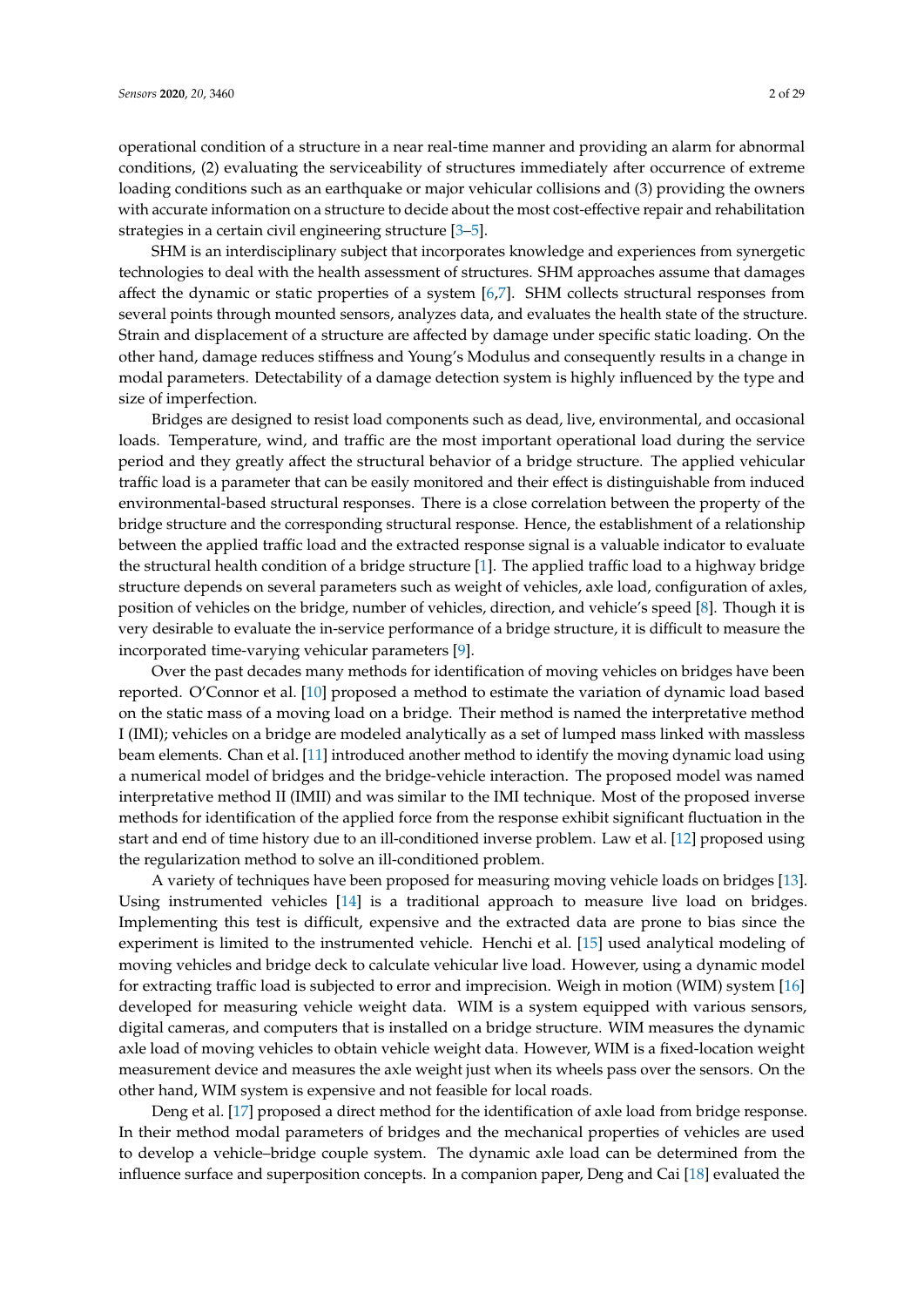operational condition of a structure in a near real-time manner and providing an alarm for abnormal conditions, (2) evaluating the serviceability of structures immediately after occurrence of extreme loading conditions such as an earthquake or major vehicular collisions and (3) providing the owners with accurate information on a structure to decide about the most cost-effective repair and rehabilitation strategies in a certain civil engineering structure [3–5].

SHM is an interdisciplinary subject that incorporates knowledge and experiences from synergetic technologies to deal with the health assessment of structures. SHM approaches assume that damages affect the dynamic or static properties of a system [6,7]. SHM collects structural responses from several points through mounted sensors, analyzes data, and evaluates the health state of the structure. Strain and displacement of a structure are affected by damage under specific static loading. On the other hand, damage reduces stiffness and Young's Modulus and consequently results in a change in modal parameters. Detectability of a damage detection system is highly influenced by the type and size of imperfection.

Bridges are designed to resist load components such as dead, live, environmental, and occasional loads. Temperature, wind, and traffic are the most important operational load during the service period and they greatly affect the structural behavior of a bridge structure. The applied vehicular traffic load is a parameter that can be easily monitored and their effect is distinguishable from induced environmental-based structural responses. There is a close correlation between the property of the bridge structure and the corresponding structural response. Hence, the establishment of a relationship between the applied traffic load and the extracted response signal is a valuable indicator to evaluate the structural health condition of a bridge structure [1]. The applied traffic load to a highway bridge structure depends on several parameters such as weight of vehicles, axle load, configuration of axles, position of vehicles on the bridge, number of vehicles, direction, and vehicle's speed [8]. Though it is very desirable to evaluate the in-service performance of a bridge structure, it is difficult to measure the incorporated time-varying vehicular parameters [9].

Over the past decades many methods for identification of moving vehicles on bridges have been reported. O'Connor et al. [10] proposed a method to estimate the variation of dynamic load based on the static mass of a moving load on a bridge. Their method is named the interpretative method I (IMI); vehicles on a bridge are modeled analytically as a set of lumped mass linked with massless beam elements. Chan et al. [11] introduced another method to identify the moving dynamic load using a numerical model of bridges and the bridge-vehicle interaction. The proposed model was named interpretative method II (IMII) and was similar to the IMI technique. Most of the proposed inverse methods for identification of the applied force from the response exhibit significant fluctuation in the start and end of time history due to an ill-conditioned inverse problem. Law et al. [12] proposed using the regularization method to solve an ill-conditioned problem.

A variety of techniques have been proposed for measuring moving vehicle loads on bridges [13]. Using instrumented vehicles [14] is a traditional approach to measure live load on bridges. Implementing this test is difficult, expensive and the extracted data are prone to bias since the experiment is limited to the instrumented vehicle. Henchi et al. [15] used analytical modeling of moving vehicles and bridge deck to calculate vehicular live load. However, using a dynamic model for extracting traffic load is subjected to error and imprecision. Weigh in motion (WIM) system [16] developed for measuring vehicle weight data. WIM is a system equipped with various sensors, digital cameras, and computers that is installed on a bridge structure. WIM measures the dynamic axle load of moving vehicles to obtain vehicle weight data. However, WIM is a fixed-location weight measurement device and measures the axle weight just when its wheels pass over the sensors. On the other hand, WIM system is expensive and not feasible for local roads.

Deng et al. [17] proposed a direct method for the identification of axle load from bridge response. In their method modal parameters of bridges and the mechanical properties of vehicles are used to develop a vehicle–bridge couple system. The dynamic axle load can be determined from the influence surface and superposition concepts. In a companion paper, Deng and Cai [18] evaluated the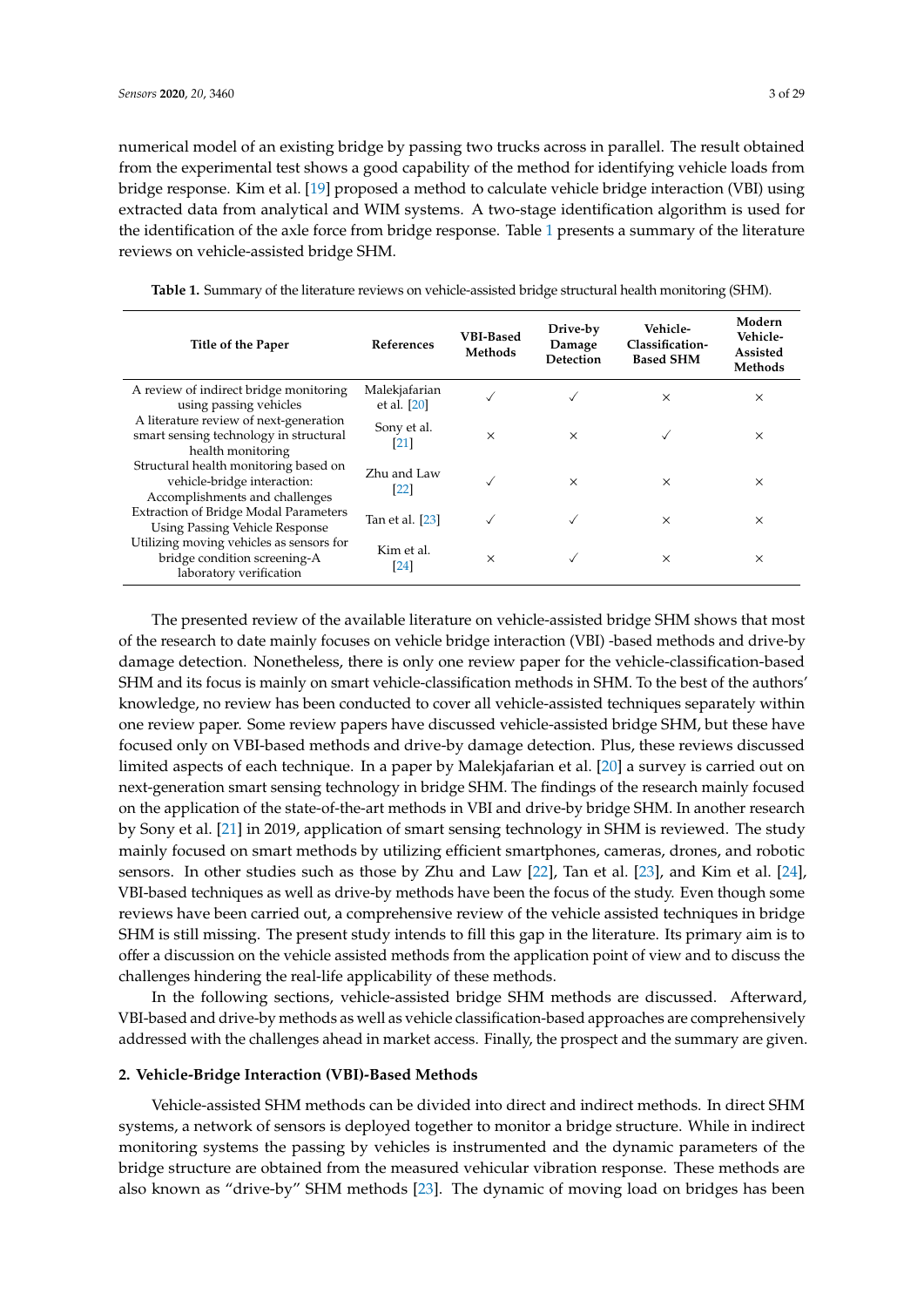numerical model of an existing bridge by passing two trucks across in parallel. The result obtained from the experimental test shows a good capability of the method for identifying vehicle loads from bridge response. Kim et al. [19] proposed a method to calculate vehicle bridge interaction (VBI) using extracted data from analytical and WIM systems. A two-stage identification algorithm is used for the identification of the axle force from bridge response. Table 1 presents a summary of the literature reviews on vehicle-assisted bridge SHM.

**Table 1.** Summary of the literature reviews on vehicle-assisted bridge structural health monitoring (SHM).

| Title of the Paper | References | VBI-Based Methods | Drive-by Damage Detection | Vehicle-Classification-Based SHM | Modern Vehicle-Assisted Methods |
|---|---|---|---|---|---|
| A review of indirect bridge monitoring using passing vehicles | Malekjafarian et al. [20] | ✓ | ✓ | × | × |
| A literature review of next-generation smart sensing technology in structural health monitoring | Sony et al. [21] | × | × | ✓ | × |
| Structural health monitoring based on vehicle-bridge interaction: Accomplishments and challenges | Zhu and Law [22] | ✓ | × | × | × |
| Extraction of Bridge Modal Parameters Using Passing Vehicle Response | Tan et al. [23] | ✓ | ✓ | × | × |
| Utilizing moving vehicles as sensors for bridge condition screening-A laboratory verification | Kim et al. [24] | × | ✓ | × | × |

The presented review of the available literature on vehicle-assisted bridge SHM shows that most of the research to date mainly focuses on vehicle bridge interaction (VBI) -based methods and drive-by damage detection. Nonetheless, there is only one review paper for the vehicle-classification-based SHM and its focus is mainly on smart vehicle-classification methods in SHM. To the best of the authors' knowledge, no review has been conducted to cover all vehicle-assisted techniques separately within one review paper. Some review papers have discussed vehicle-assisted bridge SHM, but these have focused only on VBI-based methods and drive-by damage detection. Plus, these reviews discussed limited aspects of each technique. In a paper by Malekjafarian et al. [20] a survey is carried out on next-generation smart sensing technology in bridge SHM. The findings of the research mainly focused on the application of the state-of-the-art methods in VBI and drive-by bridge SHM. In another research by Sony et al. [21] in 2019, application of smart sensing technology in SHM is reviewed. The study mainly focused on smart methods by utilizing efficient smartphones, cameras, drones, and robotic sensors. In other studies such as those by Zhu and Law [22], Tan et al. [23], and Kim et al. [24], VBI-based techniques as well as drive-by methods have been the focus of the study. Even though some reviews have been carried out, a comprehensive review of the vehicle assisted techniques in bridge SHM is still missing. The present study intends to fill this gap in the literature. Its primary aim is to offer a discussion on the vehicle assisted methods from the application point of view and to discuss the challenges hindering the real-life applicability of these methods.

In the following sections, vehicle-assisted bridge SHM methods are discussed. Afterward, VBI-based and drive-by methods as well as vehicle classification-based approaches are comprehensively addressed with the challenges ahead in market access. Finally, the prospect and the summary are given.

## 2. Vehicle-Bridge Interaction (VBI)-Based Methods

Vehicle-assisted SHM methods can be divided into direct and indirect methods. In direct SHM systems, a network of sensors is deployed together to monitor a bridge structure. While in indirect monitoring systems the passing by vehicles is instrumented and the dynamic parameters of the bridge structure are obtained from the measured vehicular vibration response. These methods are also known as "drive-by" SHM methods [23]. The dynamic of moving load on bridges has been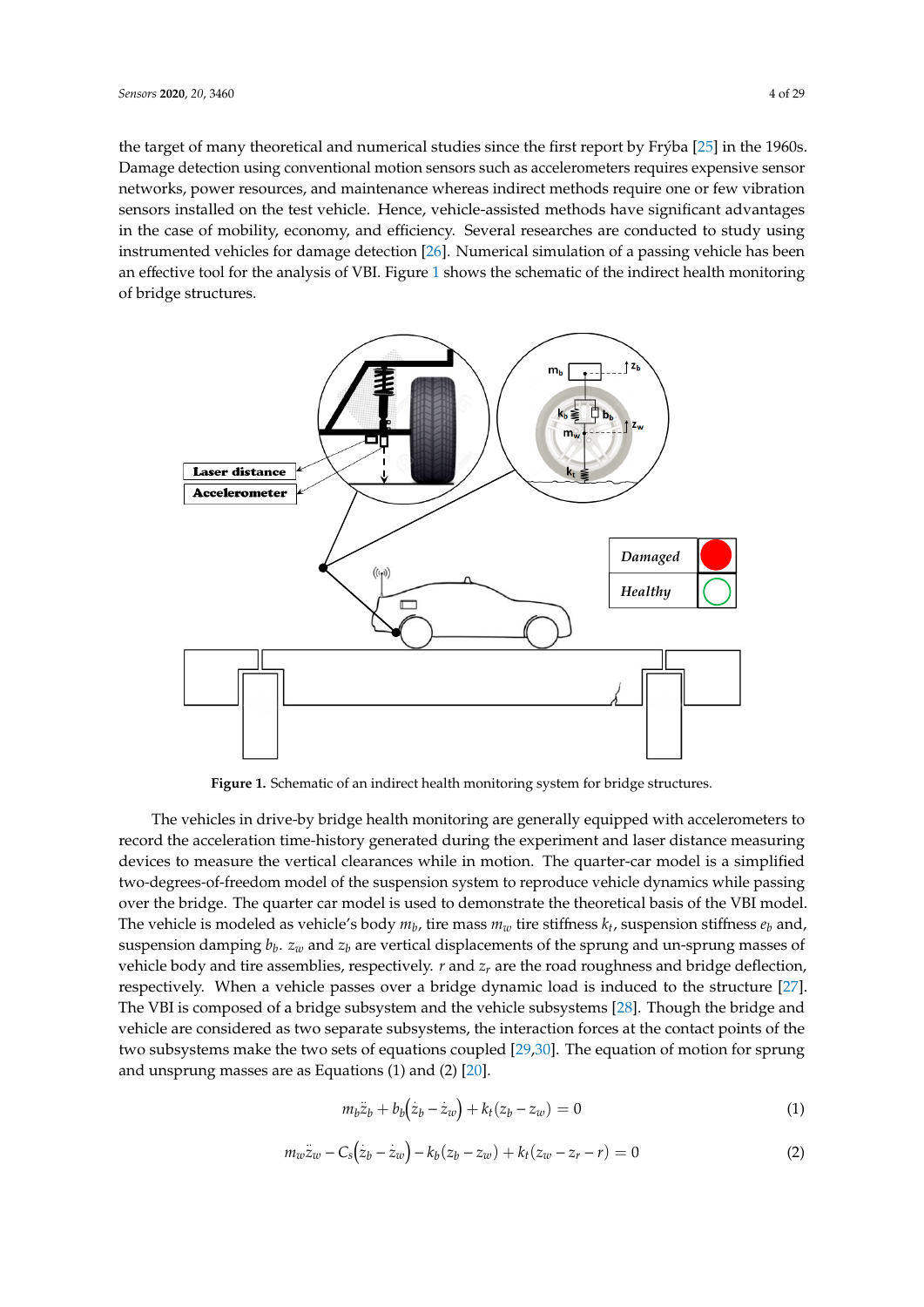the target of many theoretical and numerical studies since the first report by Frýba [25] in the 1960s. Damage detection using conventional motion sensors such as accelerometers requires expensive sensor networks, power resources, and maintenance whereas indirect methods require one or few vibration sensors installed on the test vehicle. Hence, vehicle-assisted methods have significant advantages in the case of mobility, economy, and efficiency. Several researches are conducted to study using instrumented vehicles for damage detection [26]. Numerical simulation of a passing vehicle has been an effective tool for the analysis of VBI. Figure 1 shows the schematic of the indirect health monitoring of bridge structures.

Laser distance

Accelerometer

$m_b$ $z_b$ $k_b$ $b_b$ $m_w$ $z_w$ $k_t$

Damaged

Healthy

**Figure 1.** Schematic of an indirect health monitoring system for bridge structures.

The vehicles in drive-by bridge health monitoring are generally equipped with accelerometers to record the acceleration time-history generated during the experiment and laser distance measuring devices to measure the vertical clearances while in motion. The quarter-car model is a simplified two-degrees-of-freedom model of the suspension system to reproduce vehicle dynamics while passing over the bridge. The quarter car model is used to demonstrate the theoretical basis of the VBI model. The vehicle is modeled as vehicle's body $m_b$, tire mass $m_w$ tire stiffness $k_t$, suspension stiffness $e_b$ and, suspension damping $b_b$. $z_w$ and $z_b$ are vertical displacements of the sprung and un-sprung masses of vehicle body and tire assemblies, respectively. $r$ and $z_r$ are the road roughness and bridge deflection, respectively. When a vehicle passes over a bridge dynamic load is induced to the structure [27]. The VBI is composed of a bridge subsystem and the vehicle subsystems [28]. Though the bridge and vehicle are considered as two separate subsystems, the interaction forces at the contact points of the two subsystems make the two sets of equations coupled [29,30]. The equation of motion for sprung and unsprung masses are as Equations (1) and (2) [20].

$$m_b \ddot{z}_b + b_b \left( \dot{z}_b - \dot{z}_w \right) + k_t (z_b - z_w) = 0 \tag{1}$$

$$m_w \ddot{z}_w - C_s \left( \dot{z}_b - \dot{z}_w \right) - k_b (z_b - z_w) + k_t (z_w - z_r - r) = 0 \tag{2}$$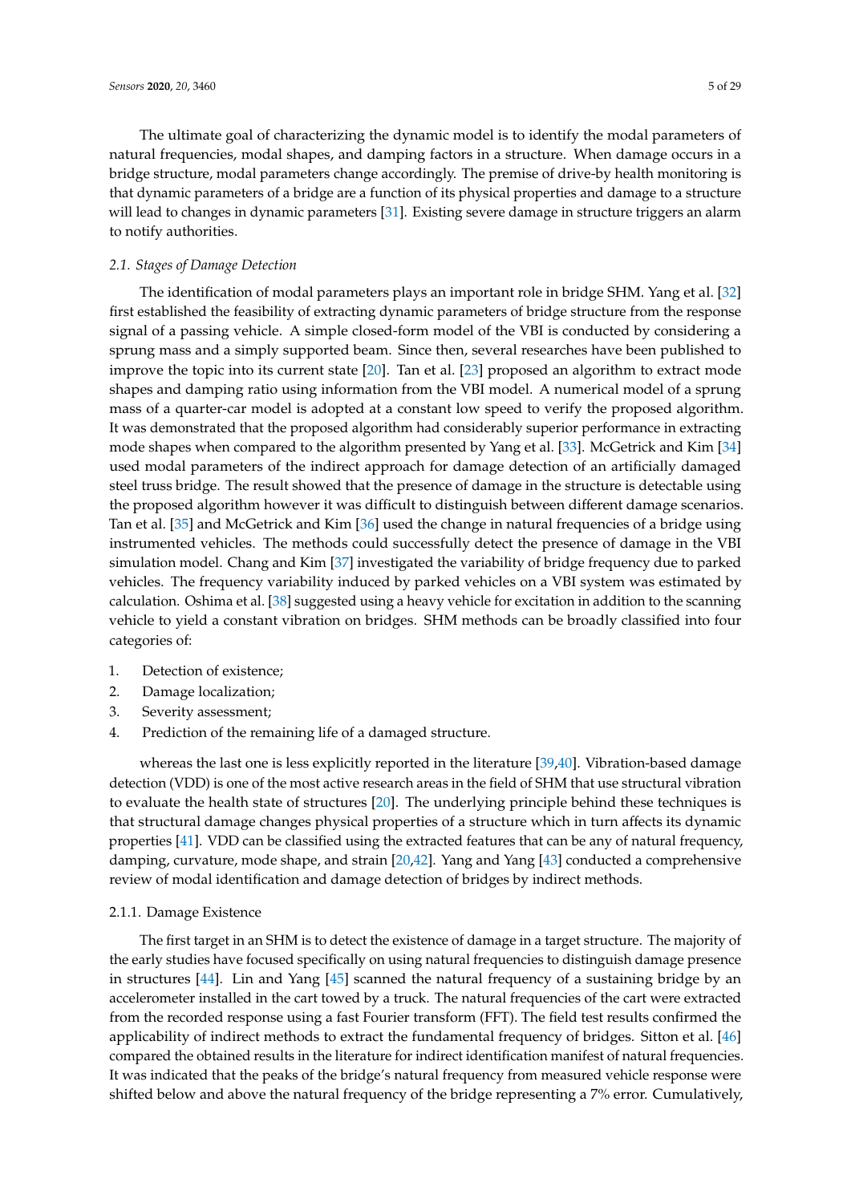The ultimate goal of characterizing the dynamic model is to identify the modal parameters of natural frequencies, modal shapes, and damping factors in a structure. When damage occurs in a bridge structure, modal parameters change accordingly. The premise of drive-by health monitoring is that dynamic parameters of a bridge are a function of its physical properties and damage to a structure will lead to changes in dynamic parameters [31]. Existing severe damage in structure triggers an alarm to notify authorities.

### *2.1. Stages of Damage Detection*

The identification of modal parameters plays an important role in bridge SHM. Yang et al. [32] first established the feasibility of extracting dynamic parameters of bridge structure from the response signal of a passing vehicle. A simple closed-form model of the VBI is conducted by considering a sprung mass and a simply supported beam. Since then, several researches have been published to improve the topic into its current state [20]. Tan et al. [23] proposed an algorithm to extract mode shapes and damping ratio using information from the VBI model. A numerical model of a sprung mass of a quarter-car model is adopted at a constant low speed to verify the proposed algorithm. It was demonstrated that the proposed algorithm had considerably superior performance in extracting mode shapes when compared to the algorithm presented by Yang et al. [33]. McGetrick and Kim [34] used modal parameters of the indirect approach for damage detection of an artificially damaged steel truss bridge. The result showed that the presence of damage in the structure is detectable using the proposed algorithm however it was difficult to distinguish between different damage scenarios. Tan et al. [35] and McGetrick and Kim [36] used the change in natural frequencies of a bridge using instrumented vehicles. The methods could successfully detect the presence of damage in the VBI simulation model. Chang and Kim [37] investigated the variability of bridge frequency due to parked vehicles. The frequency variability induced by parked vehicles on a VBI system was estimated by calculation. Oshima et al. [38] suggested using a heavy vehicle for excitation in addition to the scanning vehicle to yield a constant vibration on bridges. SHM methods can be broadly classified into four categories of:

1. Detection of existence;
2. Damage localization;
3. Severity assessment;
4. Prediction of the remaining life of a damaged structure.

whereas the last one is less explicitly reported in the literature [39,40]. Vibration-based damage detection (VDD) is one of the most active research areas in the field of SHM that use structural vibration to evaluate the health state of structures [20]. The underlying principle behind these techniques is that structural damage changes physical properties of a structure which in turn affects its dynamic properties [41]. VDD can be classified using the extracted features that can be any of natural frequency, damping, curvature, mode shape, and strain [20,42]. Yang and Yang [43] conducted a comprehensive review of modal identification and damage detection of bridges by indirect methods.

#### 2.1.1. Damage Existence

The first target in an SHM is to detect the existence of damage in a target structure. The majority of the early studies have focused specifically on using natural frequencies to distinguish damage presence in structures [44]. Lin and Yang [45] scanned the natural frequency of a sustaining bridge by an accelerometer installed in the cart towed by a truck. The natural frequencies of the cart were extracted from the recorded response using a fast Fourier transform (FFT). The field test results confirmed the applicability of indirect methods to extract the fundamental frequency of bridges. Sitton et al. [46] compared the obtained results in the literature for indirect identification manifest of natural frequencies. It was indicated that the peaks of the bridge's natural frequency from measured vehicle response were shifted below and above the natural frequency of the bridge representing a 7% error. Cumulatively,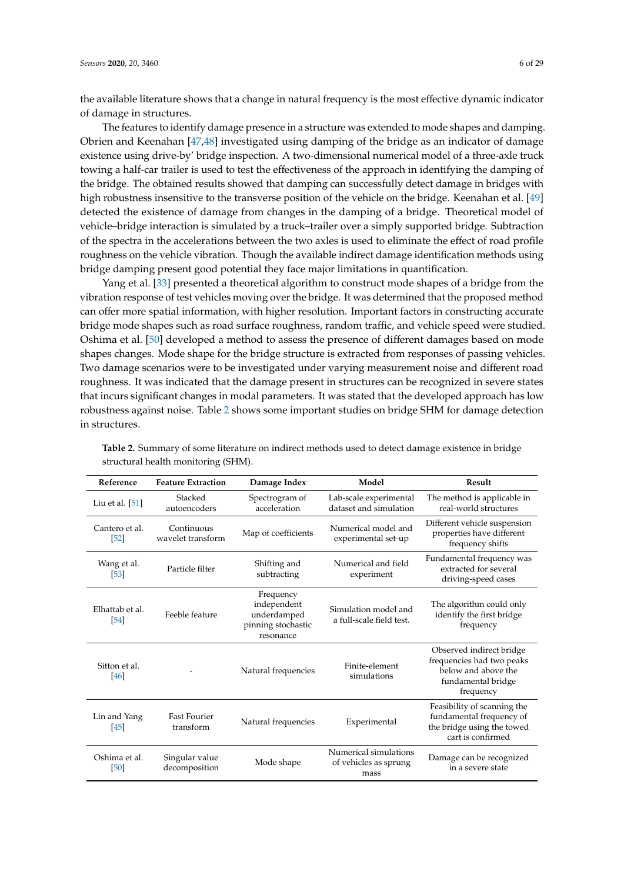the available literature shows that a change in natural frequency is the most effective dynamic indicator of damage in structures.

The features to identify damage presence in a structure was extended to mode shapes and damping. Obrien and Keenahan [47,48] investigated using damping of the bridge as an indicator of damage existence using drive-by' bridge inspection. A two-dimensional numerical model of a three-axle truck towing a half-car trailer is used to test the effectiveness of the approach in identifying the damping of the bridge. The obtained results showed that damping can successfully detect damage in bridges with high robustness insensitive to the transverse position of the vehicle on the bridge. Keenahan et al. [49] detected the existence of damage from changes in the damping of a bridge. Theoretical model of vehicle–bridge interaction is simulated by a truck–trailer over a simply supported bridge. Subtraction of the spectra in the accelerations between the two axles is used to eliminate the effect of road profile roughness on the vehicle vibration. Though the available indirect damage identification methods using bridge damping present good potential they face major limitations in quantification.

Yang et al. [33] presented a theoretical algorithm to construct mode shapes of a bridge from the vibration response of test vehicles moving over the bridge. It was determined that the proposed method can offer more spatial information, with higher resolution. Important factors in constructing accurate bridge mode shapes such as road surface roughness, random traffic, and vehicle speed were studied. Oshima et al. [50] developed a method to assess the presence of different damages based on mode shapes changes. Mode shape for the bridge structure is extracted from responses of passing vehicles. Two damage scenarios were to be investigated under varying measurement noise and different road roughness. It was indicated that the damage present in structures can be recognized in severe states that incurs significant changes in modal parameters. It was stated that the developed approach has low robustness against noise. Table 2 shows some important studies on bridge SHM for damage detection in structures.

**Table 2.** Summary of some literature on indirect methods used to detect damage existence in bridge structural health monitoring (SHM).

| Reference | Feature Extraction | Damage Index | Model | Result |
|---|---|---|---|---|
| Liu et al. [51] | Stacked autoencoders | Spectrogram of acceleration | Lab-scale experimental dataset and simulation | The method is applicable in real-world structures |
| Cantero et al. [52] | Continuous wavelet transform | Map of coefficients | Numerical model and experimental set-up | Different vehicle suspension properties have different frequency shifts |
| Wang et al. [53] | Particle filter | Shifting and subtracting | Numerical and field experiment | Fundamental frequency was extracted for several driving-speed cases |
| Elhattab et al. [54] | Feeble feature | Frequency independent underdamped pinning stochastic resonance | Simulation model and a full-scale field test. | The algorithm could only identify the first bridge frequency |
| Sitton et al. [46] | - | Natural frequencies | Finite-element simulations | Observed indirect bridge frequencies had two peaks below and above the fundamental bridge frequency |
| Lin and Yang [45] | Fast Fourier transform | Natural frequencies | Experimental | Feasibility of scanning the fundamental frequency of the bridge using the towed cart is confirmed |
| Oshima et al. [50] | Singular value decomposition | Mode shape | Numerical simulations of vehicles as sprung mass | Damage can be recognized in a severe state |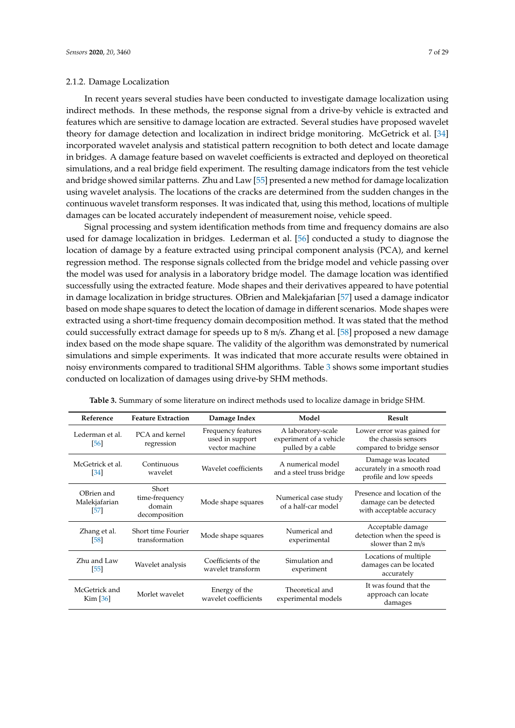### 2.1.2. Damage Localization

In recent years several studies have been conducted to investigate damage localization using indirect methods. In these methods, the response signal from a drive-by vehicle is extracted and features which are sensitive to damage location are extracted. Several studies have proposed wavelet theory for damage detection and localization in indirect bridge monitoring. McGetrick et al. [34] incorporated wavelet analysis and statistical pattern recognition to both detect and locate damage in bridges. A damage feature based on wavelet coefficients is extracted and deployed on theoretical simulations, and a real bridge field experiment. The resulting damage indicators from the test vehicle and bridge showed similar patterns. Zhu and Law [55] presented a new method for damage localization using wavelet analysis. The locations of the cracks are determined from the sudden changes in the continuous wavelet transform responses. It was indicated that, using this method, locations of multiple damages can be located accurately independent of measurement noise, vehicle speed.

Signal processing and system identification methods from time and frequency domains are also used for damage localization in bridges. Lederman et al. [56] conducted a study to diagnose the location of damage by a feature extracted using principal component analysis (PCA), and kernel regression method. The response signals collected from the bridge model and vehicle passing over the model was used for analysis in a laboratory bridge model. The damage location was identified successfully using the extracted feature. Mode shapes and their derivatives appeared to have potential in damage localization in bridge structures. OBrien and Malekjafarian [57] used a damage indicator based on mode shape squares to detect the location of damage in different scenarios. Mode shapes were extracted using a short-time frequency domain decomposition method. It was stated that the method could successfully extract damage for speeds up to 8 m/s. Zhang et al. [58] proposed a new damage index based on the mode shape square. The validity of the algorithm was demonstrated by numerical simulations and simple experiments. It was indicated that more accurate results were obtained in noisy environments compared to traditional SHM algorithms. Table 3 shows some important studies conducted on localization of damages using drive-by SHM methods.

**Table 3.** Summary of some literature on indirect methods used to localize damage in bridge SHM.

| Reference | Feature Extraction | Damage Index | Model | Result |
|---|---|---|---|---|
| Lederman et al. [56] | PCA and kernel regression | Frequency features used in support vector machine | A laboratory-scale experiment of a vehicle pulled by a cable | Lower error was gained for the chassis sensors compared to bridge sensor |
| McGetrick et al. [34] | Continuous wavelet | Wavelet coefficients | A numerical model and a steel truss bridge | Damage was located accurately in a smooth road profile and low speeds |
| OBrien and Malekjafarian [57] | Short time-frequency domain decomposition | Mode shape squares | Numerical case study of a half-car model | Presence and location of the damage can be detected with acceptable accuracy |
| Zhang et al. [58] | Short time Fourier transformation | Mode shape squares | Numerical and experimental | Acceptable damage detection when the speed is slower than 2 m/s |
| Zhu and Law [55] | Wavelet analysis | Coefficients of the wavelet transform | Simulation and experiment | Locations of multiple damages can be located accurately |
| McGetrick and Kim [36] | Morlet wavelet | Energy of the wavelet coefficients | Theoretical and experimental models | It was found that the approach can locate damages |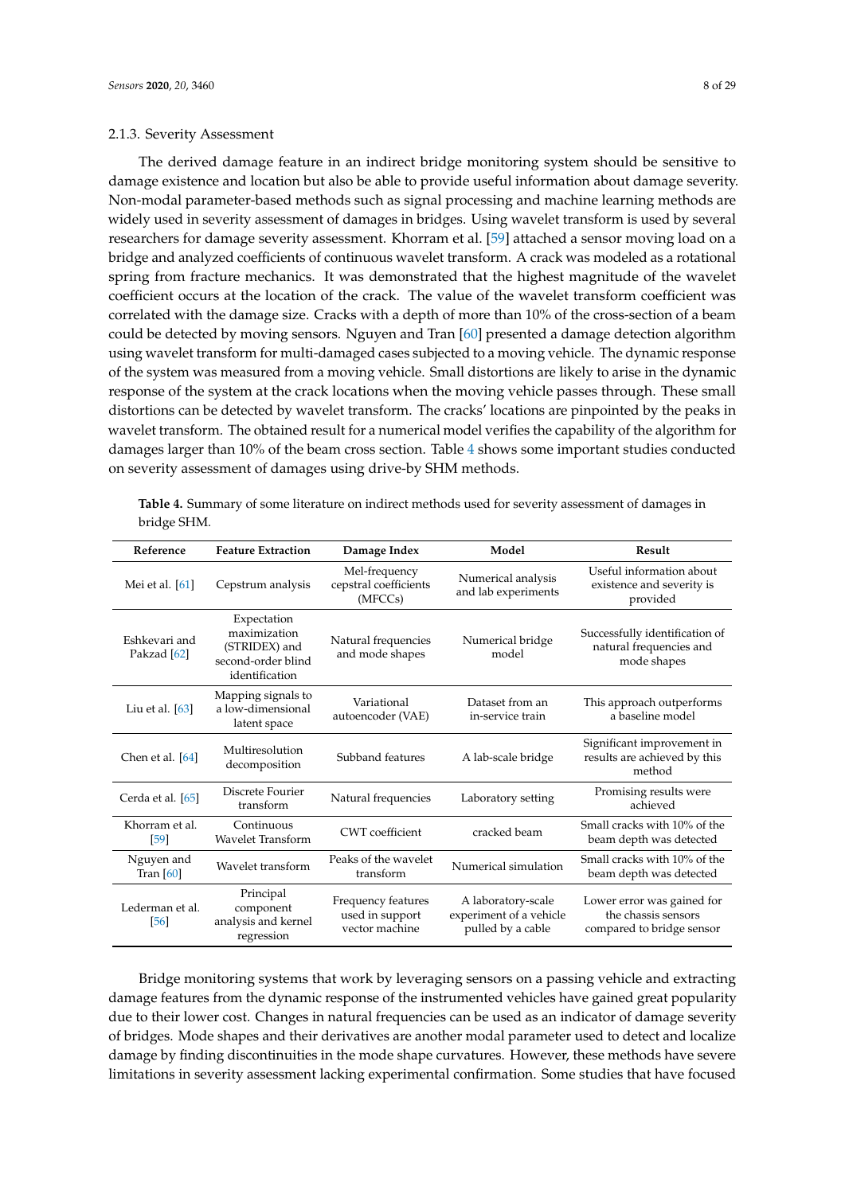### 2.1.3. Severity Assessment

The derived damage feature in an indirect bridge monitoring system should be sensitive to damage existence and location but also be able to provide useful information about damage severity. Non-modal parameter-based methods such as signal processing and machine learning methods are widely used in severity assessment of damages in bridges. Using wavelet transform is used by several researchers for damage severity assessment. Khorram et al. [59] attached a sensor moving load on a bridge and analyzed coefficients of continuous wavelet transform. A crack was modeled as a rotational spring from fracture mechanics. It was demonstrated that the highest magnitude of the wavelet coefficient occurs at the location of the crack. The value of the wavelet transform coefficient was correlated with the damage size. Cracks with a depth of more than 10% of the cross-section of a beam could be detected by moving sensors. Nguyen and Tran [60] presented a damage detection algorithm using wavelet transform for multi-damaged cases subjected to a moving vehicle. The dynamic response of the system was measured from a moving vehicle. Small distortions are likely to arise in the dynamic response of the system at the crack locations when the moving vehicle passes through. These small distortions can be detected by wavelet transform. The cracks' locations are pinpointed by the peaks in wavelet transform. The obtained result for a numerical model verifies the capability of the algorithm for damages larger than 10% of the beam cross section. Table 4 shows some important studies conducted on severity assessment of damages using drive-by SHM methods.

**Table 4.** Summary of some literature on indirect methods used for severity assessment of damages in bridge SHM.

| Reference | Feature Extraction | Damage Index | Model | Result |
|---|---|---|---|---|
| Mei et al. [61] | Cepstrum analysis | Mel-frequency cepstral coefficients (MFCCs) | Numerical analysis and lab experiments | Useful information about existence and severity is provided |
| Eshkevari and Pakzad [62] | Expectation maximization (STRIDEX) and second-order blind identification | Natural frequencies and mode shapes | Numerical bridge model | Successfully identification of natural frequencies and mode shapes |
| Liu et al. [63] | Mapping signals to a low-dimensional latent space | Variational autoencoder (VAE) | Dataset from an in-service train | This approach outperforms a baseline model |
| Chen et al. [64] | Multiresolution decomposition | Subband features | A lab-scale bridge | Significant improvement in results are achieved by this method |
| Cerda et al. [65] | Discrete Fourier transform | Natural frequencies | Laboratory setting | Promising results were achieved |
| Khorram et al. [59] | Continuous Wavelet Transform | CWT coefficient | cracked beam | Small cracks with 10% of the beam depth was detected |
| Nguyen and Tran [60] | Wavelet transform | Peaks of the wavelet transform | Numerical simulation | Small cracks with 10% of the beam depth was detected |
| Lederman et al. [56] | Principal component analysis and kernel regression | Frequency features used in support vector machine | A laboratory-scale experiment of a vehicle pulled by a cable | Lower error was gained for the chassis sensors compared to bridge sensor |

Bridge monitoring systems that work by leveraging sensors on a passing vehicle and extracting damage features from the dynamic response of the instrumented vehicles have gained great popularity due to their lower cost. Changes in natural frequencies can be used as an indicator of damage severity of bridges. Mode shapes and their derivatives are another modal parameter used to detect and localize damage by finding discontinuities in the mode shape curvatures. However, these methods have severe limitations in severity assessment lacking experimental confirmation. Some studies that have focused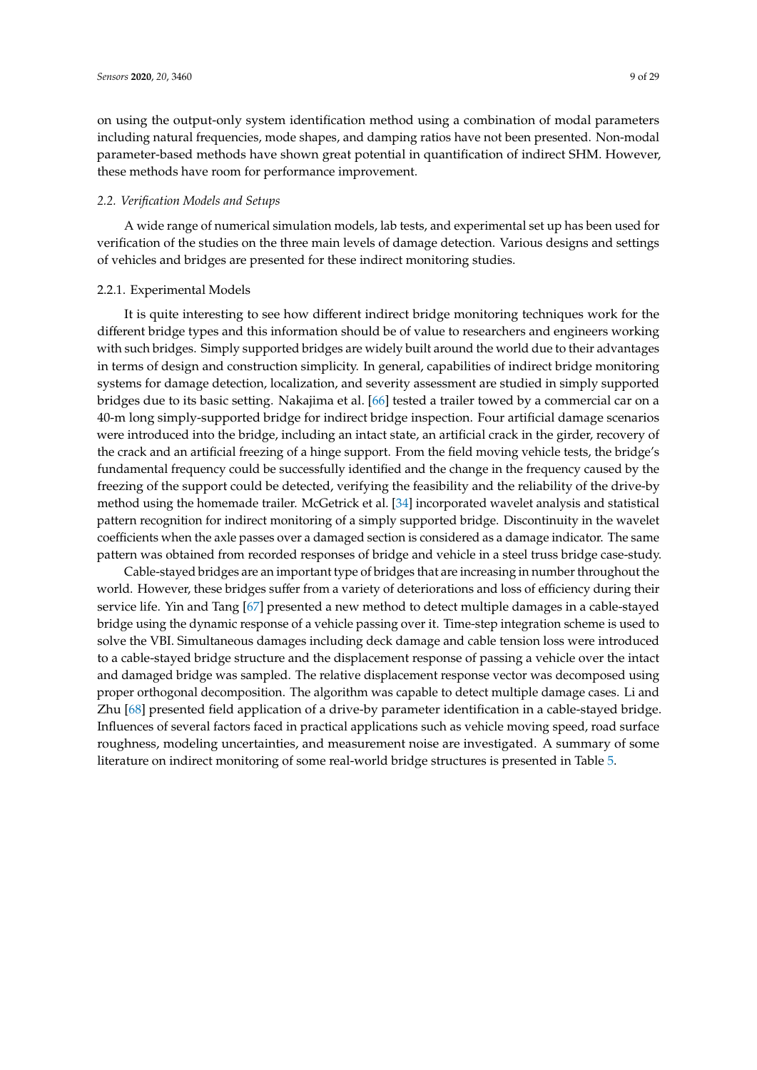on using the output-only system identification method using a combination of modal parameters including natural frequencies, mode shapes, and damping ratios have not been presented. Non-modal parameter-based methods have shown great potential in quantification of indirect SHM. However, these methods have room for performance improvement.

### *2.2. Verification Models and Setups*

A wide range of numerical simulation models, lab tests, and experimental set up has been used for verification of the studies on the three main levels of damage detection. Various designs and settings of vehicles and bridges are presented for these indirect monitoring studies.

#### 2.2.1. Experimental Models

It is quite interesting to see how different indirect bridge monitoring techniques work for the different bridge types and this information should be of value to researchers and engineers working with such bridges. Simply supported bridges are widely built around the world due to their advantages in terms of design and construction simplicity. In general, capabilities of indirect bridge monitoring systems for damage detection, localization, and severity assessment are studied in simply supported bridges due to its basic setting. Nakajima et al. [66] tested a trailer towed by a commercial car on a 40-m long simply-supported bridge for indirect bridge inspection. Four artificial damage scenarios were introduced into the bridge, including an intact state, an artificial crack in the girder, recovery of the crack and an artificial freezing of a hinge support. From the field moving vehicle tests, the bridge's fundamental frequency could be successfully identified and the change in the frequency caused by the freezing of the support could be detected, verifying the feasibility and the reliability of the drive-by method using the homemade trailer. McGetrick et al. [34] incorporated wavelet analysis and statistical pattern recognition for indirect monitoring of a simply supported bridge. Discontinuity in the wavelet coefficients when the axle passes over a damaged section is considered as a damage indicator. The same pattern was obtained from recorded responses of bridge and vehicle in a steel truss bridge case-study.

Cable-stayed bridges are an important type of bridges that are increasing in number throughout the world. However, these bridges suffer from a variety of deteriorations and loss of efficiency during their service life. Yin and Tang [67] presented a new method to detect multiple damages in a cable-stayed bridge using the dynamic response of a vehicle passing over it. Time-step integration scheme is used to solve the VBI. Simultaneous damages including deck damage and cable tension loss were introduced to a cable-stayed bridge structure and the displacement response of passing a vehicle over the intact and damaged bridge was sampled. The relative displacement response vector was decomposed using proper orthogonal decomposition. The algorithm was capable to detect multiple damage cases. Li and Zhu [68] presented field application of a drive-by parameter identification in a cable-stayed bridge. Influences of several factors faced in practical applications such as vehicle moving speed, road surface roughness, modeling uncertainties, and measurement noise are investigated. A summary of some literature on indirect monitoring of some real-world bridge structures is presented in Table 5.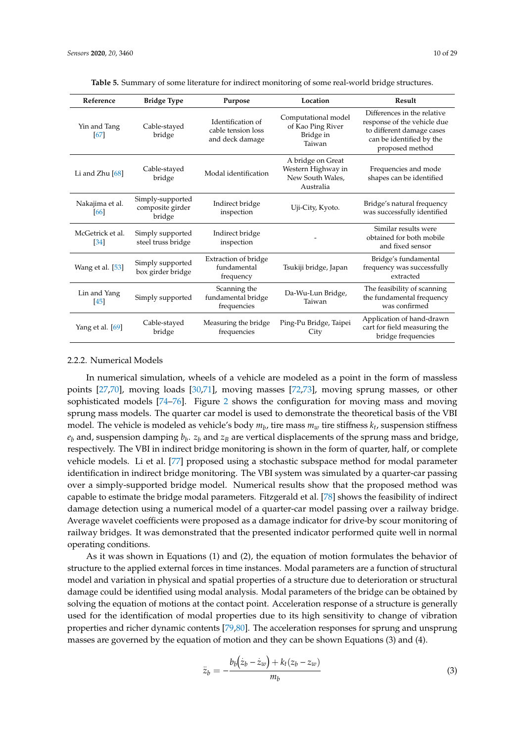**Table 5.** Summary of some literature for indirect monitoring of some real-world bridge structures.

| Reference | Bridge Type | Purpose | Location | Result |
|---|---|---|---|---|
| Yin and Tang [67] | Cable-stayed bridge | Identification of cable tension loss and deck damage | Computational model of Kao Ping River Bridge in Taiwan | Differences in the relative response of the vehicle due to different damage cases can be identified by the proposed method |
| Li and Zhu [68] | Cable-stayed bridge | Modal identification | A bridge on Great Western Highway in New South Wales, Australia | Frequencies and mode shapes can be identified |
| Nakajima et al. [66] | Simply-supported composite girder bridge | Indirect bridge inspection | Uji-City, Kyoto. | Bridge's natural frequency was successfully identified |
| McGetrick et al. [34] | Simply supported steel truss bridge | Indirect bridge inspection | - | Similar results were obtained for both mobile and fixed sensor |
| Wang et al. [53] | Simply supported box girder bridge | Extraction of bridge fundamental frequency | Tsukiji bridge, Japan | Bridge's fundamental frequency was successfully extracted |
| Lin and Yang [45] | Simply supported | Scanning the fundamental bridge frequencies | Da-Wu-Lun Bridge, Taiwan | The feasibility of scanning the fundamental frequency was confirmed |
| Yang et al. [69] | Cable-stayed bridge | Measuring the bridge frequencies | Ping-Pu Bridge, Taipei City | Application of hand-drawn cart for field measuring the bridge frequencies |

### 2.2.2. Numerical Models

In numerical simulation, wheels of a vehicle are modeled as a point in the form of massless points [27,70], moving loads [30,71], moving masses [72,73], moving sprung masses, or other sophisticated models [74–76]. Figure 2 shows the configuration for moving mass and moving sprung mass models. The quarter car model is used to demonstrate the theoretical basis of the VBI model. The vehicle is modeled as vehicle's body $m_b$, tire mass $m_w$ tire stiffness $k_t$, suspension stiffness $e_b$ and, suspension damping $b_b$. $z_b$ and $z_B$ are vertical displacements of the sprung mass and bridge, respectively. The VBI in indirect bridge monitoring is shown in the form of quarter, half, or complete vehicle models. Li et al. [77] proposed using a stochastic subspace method for modal parameter identification in indirect bridge monitoring. The VBI system was simulated by a quarter-car passing over a simply-supported bridge model. Numerical results show that the proposed method was capable to estimate the bridge modal parameters. Fitzgerald et al. [78] shows the feasibility of indirect damage detection using a numerical model of a quarter-car model passing over a railway bridge. Average wavelet coefficients were proposed as a damage indicator for drive-by scour monitoring of railway bridges. It was demonstrated that the presented indicator performed quite well in normal operating conditions.

As it was shown in Equations (1) and (2), the equation of motion formulates the behavior of structure to the applied external forces in time instances. Modal parameters are a function of structural model and variation in physical and spatial properties of a structure due to deterioration or structural damage could be identified using modal analysis. Modal parameters of the bridge can be obtained by solving the equation of motions at the contact point. Acceleration response of a structure is generally used for the identification of modal properties due to its high sensitivity to change of vibration properties and richer dynamic contents [79,80]. The acceleration responses for sprung and unsprung masses are governed by the equation of motion and they can be shown Equations (3) and (4).

$$\ddot{z}_b = -\frac{b_b\left(\dot{z}_b - \dot{z}_w\right) + k_t(z_b - z_w)}{m_b} \tag{3}$$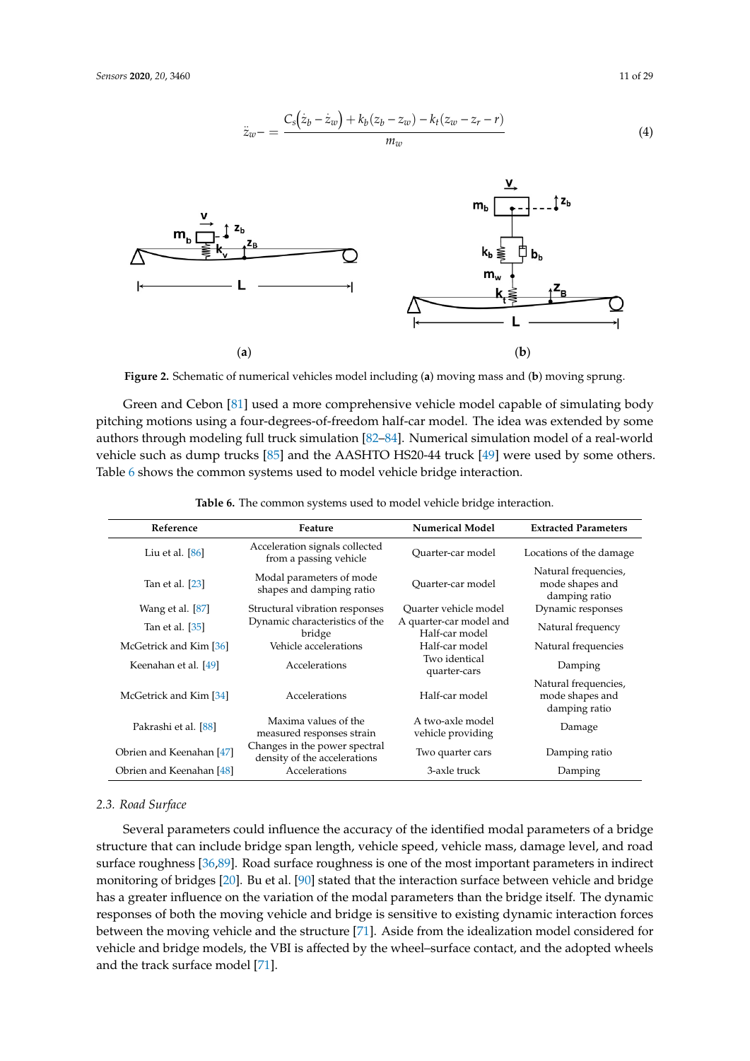$$\ddot{z}_w - = \frac{C_s\left(\dot{z}_b - \dot{z}_w\right) + k_b(z_b - z_w) - k_t(z_w - z_r - r)}{m_w} \tag{4}$$

(a) (b)

**Figure 2.** Schematic of numerical vehicles model including (**a**) moving mass and (**b**) moving sprung.

Green and Cebon [81] used a more comprehensive vehicle model capable of simulating body pitching motions using a four-degrees-of-freedom half-car model. The idea was extended by some authors through modeling full truck simulation [82–84]. Numerical simulation model of a real-world vehicle such as dump trucks [85] and the AASHTO HS20-44 truck [49] were used by some others. Table 6 shows the common systems used to model vehicle bridge interaction.

**Table 6.** The common systems used to model vehicle bridge interaction.

| Reference | Feature | Numerical Model | Extracted Parameters |
|---|---|---|---|
| Liu et al. [86] | Acceleration signals collected from a passing vehicle | Quarter-car model | Locations of the damage |
| Tan et al. [23] | Modal parameters of mode shapes and damping ratio | Quarter-car model | Natural frequencies, mode shapes and damping ratio |
| Wang et al. [87] | Structural vibration responses | Quarter vehicle model | Dynamic responses |
| Tan et al. [35] | Dynamic characteristics of the bridge | A quarter-car model and Half-car model | Natural frequency |
| McGetrick and Kim [36] | Vehicle accelerations | Half-car model | Natural frequencies |
| Keenahan et al. [49] | Accelerations | Two identical quarter-cars | Damping |
| McGetrick and Kim [34] | Accelerations | Half-car model | Natural frequencies, mode shapes and damping ratio |
| Pakrashi et al. [88] | Maxima values of the measured responses strain | A two-axle model vehicle providing | Damage |
| Obrien and Keenahan [47] | Changes in the power spectral density of the accelerations | Two quarter cars | Damping ratio |
| Obrien and Keenahan [48] | Accelerations | 3-axle truck | Damping |

### 2.3. Road Surface

Several parameters could influence the accuracy of the identified modal parameters of a bridge structure that can include bridge span length, vehicle speed, vehicle mass, damage level, and road surface roughness [36,89]. Road surface roughness is one of the most important parameters in indirect monitoring of bridges [20]. Bu et al. [90] stated that the interaction surface between vehicle and bridge has a greater influence on the variation of the modal parameters than the bridge itself. The dynamic responses of both the moving vehicle and bridge is sensitive to existing dynamic interaction forces between the moving vehicle and the structure [71]. Aside from the idealization model considered for vehicle and bridge models, the VBI is affected by the wheel–surface contact, and the adopted wheels and the track surface model [71].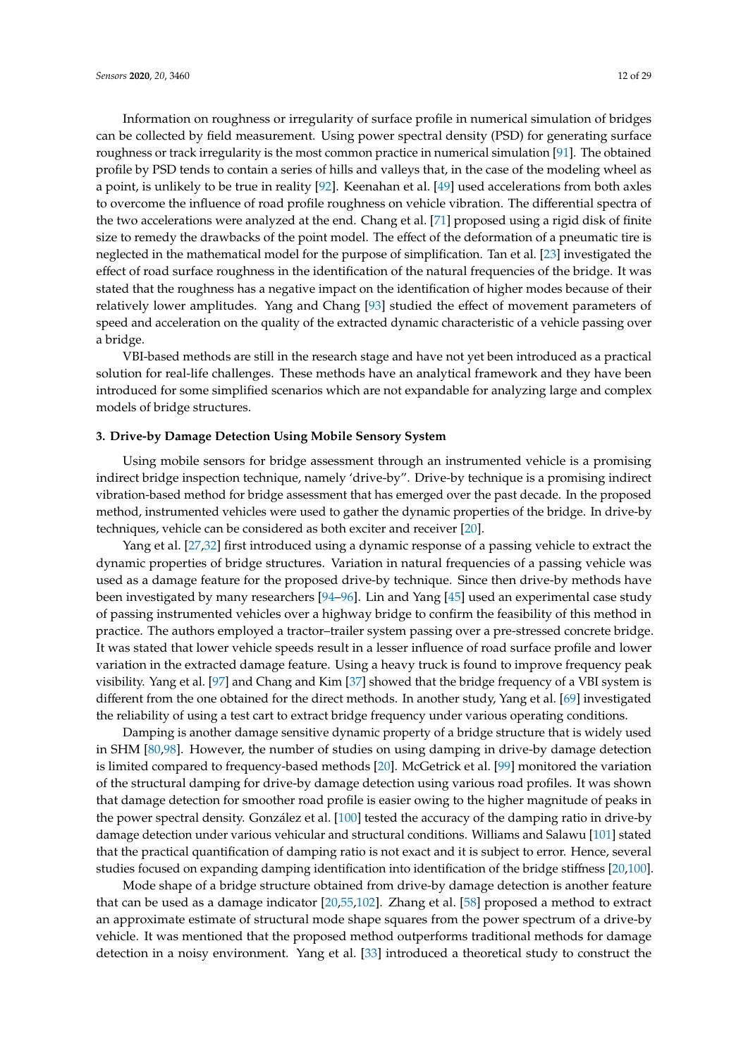Information on roughness or irregularity of surface profile in numerical simulation of bridges can be collected by field measurement. Using power spectral density (PSD) for generating surface roughness or track irregularity is the most common practice in numerical simulation [91]. The obtained profile by PSD tends to contain a series of hills and valleys that, in the case of the modeling wheel as a point, is unlikely to be true in reality [92]. Keenahan et al. [49] used accelerations from both axles to overcome the influence of road profile roughness on vehicle vibration. The differential spectra of the two accelerations were analyzed at the end. Chang et al. [71] proposed using a rigid disk of finite size to remedy the drawbacks of the point model. The effect of the deformation of a pneumatic tire is neglected in the mathematical model for the purpose of simplification. Tan et al. [23] investigated the effect of road surface roughness in the identification of the natural frequencies of the bridge. It was stated that the roughness has a negative impact on the identification of higher modes because of their relatively lower amplitudes. Yang and Chang [93] studied the effect of movement parameters of speed and acceleration on the quality of the extracted dynamic characteristic of a vehicle passing over a bridge.

VBI-based methods are still in the research stage and have not yet been introduced as a practical solution for real-life challenges. These methods have an analytical framework and they have been introduced for some simplified scenarios which are not expandable for analyzing large and complex models of bridge structures.

## 3. Drive-by Damage Detection Using Mobile Sensory System

Using mobile sensors for bridge assessment through an instrumented vehicle is a promising indirect bridge inspection technique, namely 'drive-by". Drive-by technique is a promising indirect vibration-based method for bridge assessment that has emerged over the past decade. In the proposed method, instrumented vehicles were used to gather the dynamic properties of the bridge. In drive-by techniques, vehicle can be considered as both exciter and receiver [20].

Yang et al. [27,32] first introduced using a dynamic response of a passing vehicle to extract the dynamic properties of bridge structures. Variation in natural frequencies of a passing vehicle was used as a damage feature for the proposed drive-by technique. Since then drive-by methods have been investigated by many researchers [94–96]. Lin and Yang [45] used an experimental case study of passing instrumented vehicles over a highway bridge to confirm the feasibility of this method in practice. The authors employed a tractor–trailer system passing over a pre-stressed concrete bridge. It was stated that lower vehicle speeds result in a lesser influence of road surface profile and lower variation in the extracted damage feature. Using a heavy truck is found to improve frequency peak visibility. Yang et al. [97] and Chang and Kim [37] showed that the bridge frequency of a VBI system is different from the one obtained for the direct methods. In another study, Yang et al. [69] investigated the reliability of using a test cart to extract bridge frequency under various operating conditions.

Damping is another damage sensitive dynamic property of a bridge structure that is widely used in SHM [80,98]. However, the number of studies on using damping in drive-by damage detection is limited compared to frequency-based methods [20]. McGetrick et al. [99] monitored the variation of the structural damping for drive-by damage detection using various road profiles. It was shown that damage detection for smoother road profile is easier owing to the higher magnitude of peaks in the power spectral density. González et al. [100] tested the accuracy of the damping ratio in drive-by damage detection under various vehicular and structural conditions. Williams and Salawu [101] stated that the practical quantification of damping ratio is not exact and it is subject to error. Hence, several studies focused on expanding damping identification into identification of the bridge stiffness [20,100].

Mode shape of a bridge structure obtained from drive-by damage detection is another feature that can be used as a damage indicator [20,55,102]. Zhang et al. [58] proposed a method to extract an approximate estimate of structural mode shape squares from the power spectrum of a drive-by vehicle. It was mentioned that the proposed method outperforms traditional methods for damage detection in a noisy environment. Yang et al. [33] introduced a theoretical study to construct the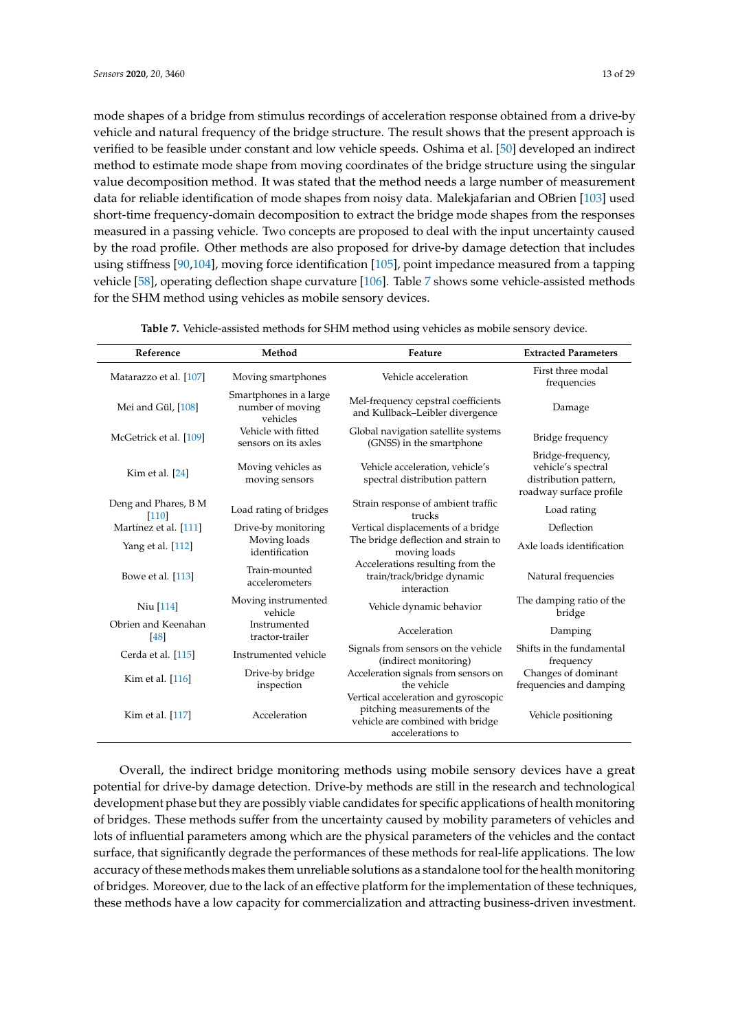mode shapes of a bridge from stimulus recordings of acceleration response obtained from a drive-by vehicle and natural frequency of the bridge structure. The result shows that the present approach is verified to be feasible under constant and low vehicle speeds. Oshima et al. [50] developed an indirect method to estimate mode shape from moving coordinates of the bridge structure using the singular value decomposition method. It was stated that the method needs a large number of measurement data for reliable identification of mode shapes from noisy data. Malekjafarian and OBrien [103] used short-time frequency-domain decomposition to extract the bridge mode shapes from the responses measured in a passing vehicle. Two concepts are proposed to deal with the input uncertainty caused by the road profile. Other methods are also proposed for drive-by damage detection that includes using stiffness [90,104], moving force identification [105], point impedance measured from a tapping vehicle [58], operating deflection shape curvature [106]. Table 7 shows some vehicle-assisted methods for the SHM method using vehicles as mobile sensory devices.

**Table 7.** Vehicle-assisted methods for SHM method using vehicles as mobile sensory device.

| Reference | Method | Feature | Extracted Parameters |
|---|---|---|---|
| Matarazzo et al. [107] | Moving smartphones | Vehicle acceleration | First three modal frequencies |
| Mei and Gül, [108] | Smartphones in a large number of moving vehicles | Mel-frequency cepstral coefficients and Kullback–Leibler divergence | Damage |
| McGetrick et al. [109] | Vehicle with fitted sensors on its axles | Global navigation satellite systems (GNSS) in the smartphone | Bridge frequency |
| Kim et al. [24] | Moving vehicles as moving sensors | Vehicle acceleration, vehicle's spectral distribution pattern | Bridge-frequency, vehicle's spectral distribution pattern, roadway surface profile |
| Deng and Phares, B M [110] | Load rating of bridges | Strain response of ambient traffic trucks | Load rating |
| Martínez et al. [111] | Drive-by monitoring | Vertical displacements of a bridge | Deflection |
| Yang et al. [112] | Moving loads identification | The bridge deflection and strain to moving loads | Axle loads identification |
| Bowe et al. [113] | Train-mounted accelerometers | Accelerations resulting from the train/track/bridge dynamic interaction | Natural frequencies |
| Niu [114] | Moving instrumented vehicle | Vehicle dynamic behavior | The damping ratio of the bridge |
| Obrien and Keenahan [48] | Instrumented tractor-trailer | Acceleration | Damping |
| Cerda et al. [115] | Instrumented vehicle | Signals from sensors on the vehicle (indirect monitoring) | Shifts in the fundamental frequency |
| Kim et al. [116] | Drive-by bridge inspection | Acceleration signals from sensors on the vehicle | Changes of dominant frequencies and damping |
| Kim et al. [117] | Acceleration | Vertical acceleration and gyroscopic pitching measurements of the vehicle are combined with bridge accelerations to | Vehicle positioning |

Overall, the indirect bridge monitoring methods using mobile sensory devices have a great potential for drive-by damage detection. Drive-by methods are still in the research and technological development phase but they are possibly viable candidates for specific applications of health monitoring of bridges. These methods suffer from the uncertainty caused by mobility parameters of vehicles and lots of influential parameters among which are the physical parameters of the vehicles and the contact surface, that significantly degrade the performances of these methods for real-life applications. The low accuracy of these methods makes them unreliable solutions as a standalone tool for the health monitoring of bridges. Moreover, due to the lack of an effective platform for the implementation of these techniques, these methods have a low capacity for commercialization and attracting business-driven investment.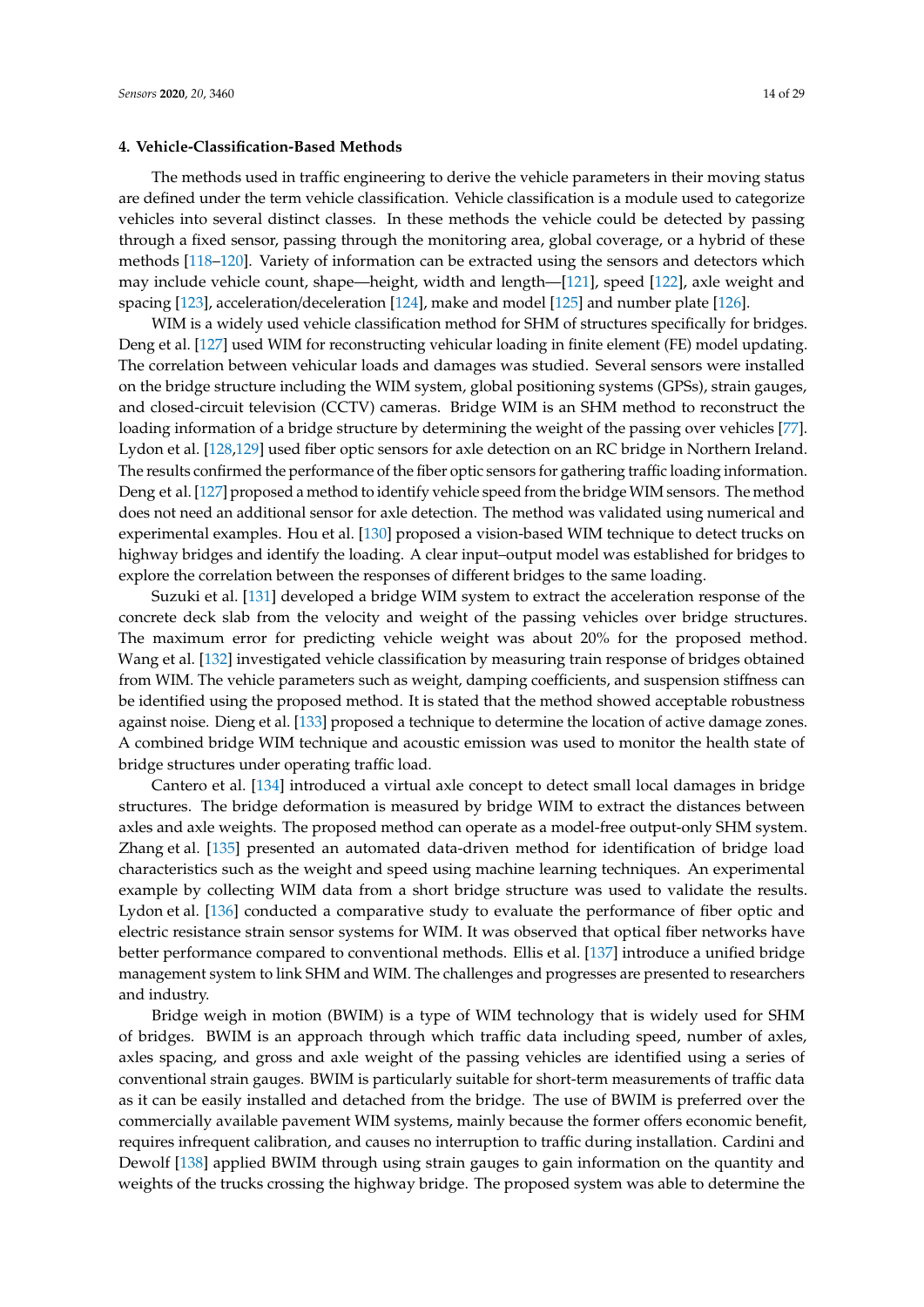## 4. Vehicle-Classification-Based Methods

The methods used in traffic engineering to derive the vehicle parameters in their moving status are defined under the term vehicle classification. Vehicle classification is a module used to categorize vehicles into several distinct classes. In these methods the vehicle could be detected by passing through a fixed sensor, passing through the monitoring area, global coverage, or a hybrid of these methods [118–120]. Variety of information can be extracted using the sensors and detectors which may include vehicle count, shape—height, width and length—[121], speed [122], axle weight and spacing [123], acceleration/deceleration [124], make and model [125] and number plate [126].

WIM is a widely used vehicle classification method for SHM of structures specifically for bridges. Deng et al. [127] used WIM for reconstructing vehicular loading in finite element (FE) model updating. The correlation between vehicular loads and damages was studied. Several sensors were installed on the bridge structure including the WIM system, global positioning systems (GPSs), strain gauges, and closed-circuit television (CCTV) cameras. Bridge WIM is an SHM method to reconstruct the loading information of a bridge structure by determining the weight of the passing over vehicles [77]. Lydon et al. [128,129] used fiber optic sensors for axle detection on an RC bridge in Northern Ireland. The results confirmed the performance of the fiber optic sensors for gathering traffic loading information. Deng et al. [127] proposed a method to identify vehicle speed from the bridge WIM sensors. The method does not need an additional sensor for axle detection. The method was validated using numerical and experimental examples. Hou et al. [130] proposed a vision-based WIM technique to detect trucks on highway bridges and identify the loading. A clear input–output model was established for bridges to explore the correlation between the responses of different bridges to the same loading.

Suzuki et al. [131] developed a bridge WIM system to extract the acceleration response of the concrete deck slab from the velocity and weight of the passing vehicles over bridge structures. The maximum error for predicting vehicle weight was about 20% for the proposed method. Wang et al. [132] investigated vehicle classification by measuring train response of bridges obtained from WIM. The vehicle parameters such as weight, damping coefficients, and suspension stiffness can be identified using the proposed method. It is stated that the method showed acceptable robustness against noise. Dieng et al. [133] proposed a technique to determine the location of active damage zones. A combined bridge WIM technique and acoustic emission was used to monitor the health state of bridge structures under operating traffic load.

Cantero et al. [134] introduced a virtual axle concept to detect small local damages in bridge structures. The bridge deformation is measured by bridge WIM to extract the distances between axles and axle weights. The proposed method can operate as a model-free output-only SHM system. Zhang et al. [135] presented an automated data-driven method for identification of bridge load characteristics such as the weight and speed using machine learning techniques. An experimental example by collecting WIM data from a short bridge structure was used to validate the results. Lydon et al. [136] conducted a comparative study to evaluate the performance of fiber optic and electric resistance strain sensor systems for WIM. It was observed that optical fiber networks have better performance compared to conventional methods. Ellis et al. [137] introduce a unified bridge management system to link SHM and WIM. The challenges and progresses are presented to researchers and industry.

Bridge weigh in motion (BWIM) is a type of WIM technology that is widely used for SHM of bridges. BWIM is an approach through which traffic data including speed, number of axles, axles spacing, and gross and axle weight of the passing vehicles are identified using a series of conventional strain gauges. BWIM is particularly suitable for short-term measurements of traffic data as it can be easily installed and detached from the bridge. The use of BWIM is preferred over the commercially available pavement WIM systems, mainly because the former offers economic benefit, requires infrequent calibration, and causes no interruption to traffic during installation. Cardini and Dewolf [138] applied BWIM through using strain gauges to gain information on the quantity and weights of the trucks crossing the highway bridge. The proposed system was able to determine the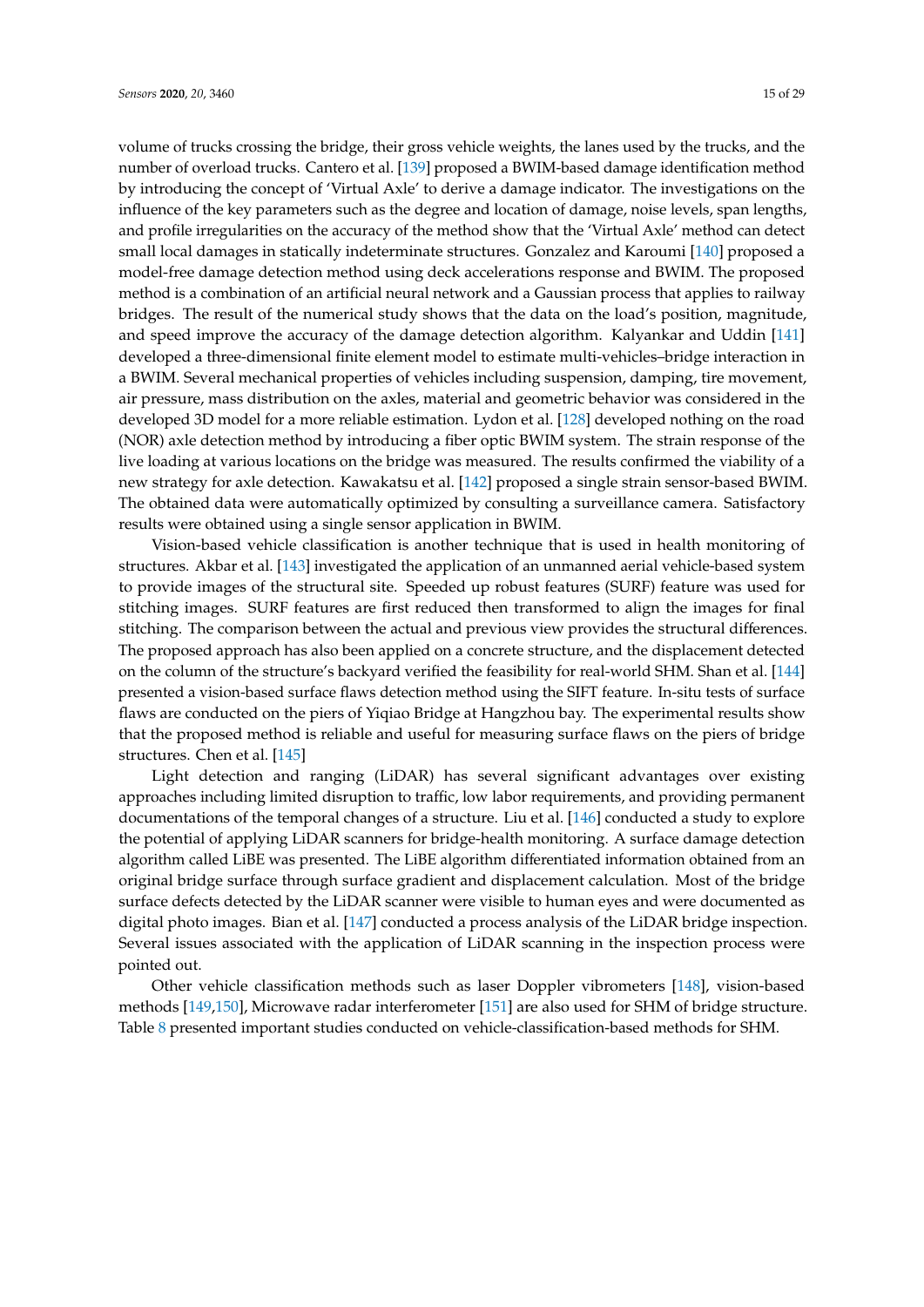volume of trucks crossing the bridge, their gross vehicle weights, the lanes used by the trucks, and the number of overload trucks. Cantero et al. [139] proposed a BWIM-based damage identification method by introducing the concept of 'Virtual Axle' to derive a damage indicator. The investigations on the influence of the key parameters such as the degree and location of damage, noise levels, span lengths, and profile irregularities on the accuracy of the method show that the 'Virtual Axle' method can detect small local damages in statically indeterminate structures. Gonzalez and Karoumi [140] proposed a model-free damage detection method using deck accelerations response and BWIM. The proposed method is a combination of an artificial neural network and a Gaussian process that applies to railway bridges. The result of the numerical study shows that the data on the load's position, magnitude, and speed improve the accuracy of the damage detection algorithm. Kalyankar and Uddin [141] developed a three-dimensional finite element model to estimate multi-vehicles–bridge interaction in a BWIM. Several mechanical properties of vehicles including suspension, damping, tire movement, air pressure, mass distribution on the axles, material and geometric behavior was considered in the developed 3D model for a more reliable estimation. Lydon et al. [128] developed nothing on the road (NOR) axle detection method by introducing a fiber optic BWIM system. The strain response of the live loading at various locations on the bridge was measured. The results confirmed the viability of a new strategy for axle detection. Kawakatsu et al. [142] proposed a single strain sensor-based BWIM. The obtained data were automatically optimized by consulting a surveillance camera. Satisfactory results were obtained using a single sensor application in BWIM.

Vision-based vehicle classification is another technique that is used in health monitoring of structures. Akbar et al. [143] investigated the application of an unmanned aerial vehicle-based system to provide images of the structural site. Speeded up robust features (SURF) feature was used for stitching images. SURF features are first reduced then transformed to align the images for final stitching. The comparison between the actual and previous view provides the structural differences. The proposed approach has also been applied on a concrete structure, and the displacement detected on the column of the structure's backyard verified the feasibility for real-world SHM. Shan et al. [144] presented a vision-based surface flaws detection method using the SIFT feature. In-situ tests of surface flaws are conducted on the piers of Yiqiao Bridge at Hangzhou bay. The experimental results show that the proposed method is reliable and useful for measuring surface flaws on the piers of bridge structures. Chen et al. [145]

Light detection and ranging (LiDAR) has several significant advantages over existing approaches including limited disruption to traffic, low labor requirements, and providing permanent documentations of the temporal changes of a structure. Liu et al. [146] conducted a study to explore the potential of applying LiDAR scanners for bridge-health monitoring. A surface damage detection algorithm called LiBE was presented. The LiBE algorithm differentiated information obtained from an original bridge surface through surface gradient and displacement calculation. Most of the bridge surface defects detected by the LiDAR scanner were visible to human eyes and were documented as digital photo images. Bian et al. [147] conducted a process analysis of the LiDAR bridge inspection. Several issues associated with the application of LiDAR scanning in the inspection process were pointed out.

Other vehicle classification methods such as laser Doppler vibrometers [148], vision-based methods [149,150], Microwave radar interferometer [151] are also used for SHM of bridge structure. Table 8 presented important studies conducted on vehicle-classification-based methods for SHM.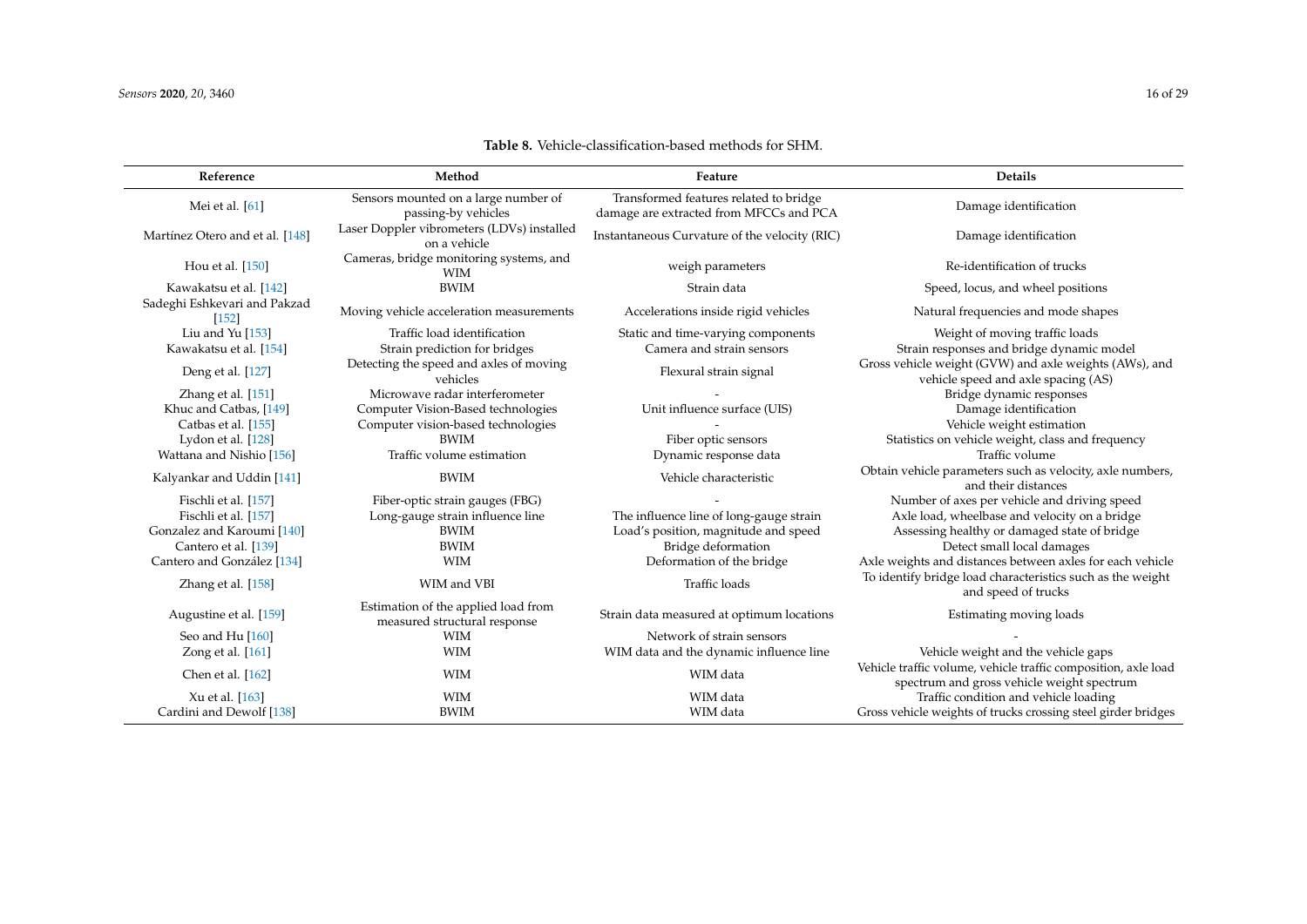**Table 8.** Vehicle-classification-based methods for SHM.

| Reference | Method | Feature | Details |
|---|---|---|---|
| Mei et al. [61] | Sensors mounted on a large number of passing-by vehicles | Transformed features related to bridge damage are extracted from MFCCs and PCA | Damage identification |
| Martínez Otero and et al. [148] | Laser Doppler vibrometers (LDVs) installed on a vehicle | Instantaneous Curvature of the velocity (RIC) | Damage identification |
| Hou et al. [150] | Cameras, bridge monitoring systems, and WIM | weigh parameters | Re-identification of trucks |
| Kawakatsu et al. [142] | BWIM | Strain data | Speed, locus, and wheel positions |
| Sadeghi Eshkevari and Pakzad [152] | Moving vehicle acceleration measurements | Accelerations inside rigid vehicles | Natural frequencies and mode shapes |
| Liu and Yu [153] | Traffic load identification | Static and time-varying components | Weight of moving traffic loads |
| Kawakatsu et al. [154] | Strain prediction for bridges | Camera and strain sensors | Strain responses and bridge dynamic model |
| Deng et al. [127] | Detecting the speed and axles of moving vehicles | Flexural strain signal | Gross vehicle weight (GVW) and axle weights (AWs), and vehicle speed and axle spacing (AS) |
| Zhang et al. [151] | Microwave radar interferometer | - | Bridge dynamic responses |
| Khuc and Catbas, [149] | Computer Vision-Based technologies | Unit influence surface (UIS) | Damage identification |
| Catbas et al. [155] | Computer vision-based technologies | - | Vehicle weight estimation |
| Lydon et al. [128] | BWIM | Fiber optic sensors | Statistics on vehicle weight, class and frequency |
| Wattana and Nishio [156] | Traffic volume estimation | Dynamic response data | Traffic volume |
| Kalyankar and Uddin [141] | BWIM | Vehicle characteristic | Obtain vehicle parameters such as velocity, axle numbers, and their distances |
| Fischli et al. [157] | Fiber-optic strain gauges (FBG) | - | Number of axes per vehicle and driving speed |
| Fischli et al. [157] | Long-gauge strain influence line | The influence line of long-gauge strain | Axle load, wheelbase and velocity on a bridge |
| Gonzalez and Karoumi [140] | BWIM | Load's position, magnitude and speed | Assessing healthy or damaged state of bridge |
| Cantero et al. [139] | BWIM | Bridge deformation | Detect small local damages |
| Cantero and González [134] | WIM | Deformation of the bridge | Axle weights and distances between axles for each vehicle |
| Zhang et al. [158] | WIM and VBI | Traffic loads | To identify bridge load characteristics such as the weight and speed of trucks |
| Augustine et al. [159] | Estimation of the applied load from measured structural response | Strain data measured at optimum locations | Estimating moving loads |
| Seo and Hu [160] | WIM | Network of strain sensors | - |
| Zong et al. [161] | WIM | WIM data and the dynamic influence line | Vehicle weight and the vehicle gaps |
| Chen et al. [162] | WIM | WIM data | Vehicle traffic volume, vehicle traffic composition, axle load spectrum and gross vehicle weight spectrum |
| Xu et al. [163] | WIM | WIM data | Traffic condition and vehicle loading |
| Cardini and Dewolf [138] | BWIM | WIM data | Gross vehicle weights of trucks crossing steel girder bridges |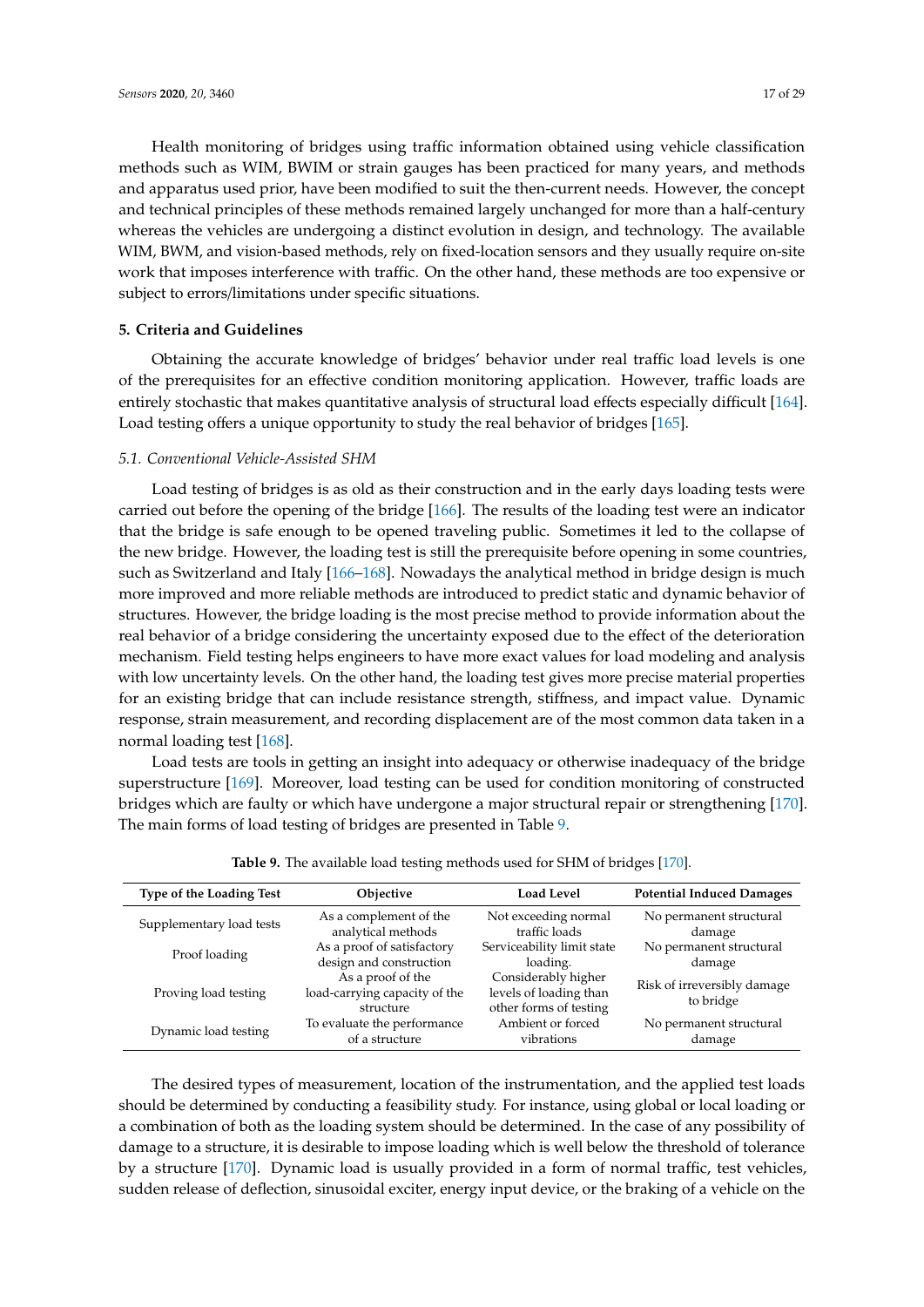Health monitoring of bridges using traffic information obtained using vehicle classification methods such as WIM, BWIM or strain gauges has been practiced for many years, and methods and apparatus used prior, have been modified to suit the then-current needs. However, the concept and technical principles of these methods remained largely unchanged for more than a half-century whereas the vehicles are undergoing a distinct evolution in design, and technology. The available WIM, BWM, and vision-based methods, rely on fixed-location sensors and they usually require on-site work that imposes interference with traffic. On the other hand, these methods are too expensive or subject to errors/limitations under specific situations.

## 5. Criteria and Guidelines

Obtaining the accurate knowledge of bridges' behavior under real traffic load levels is one of the prerequisites for an effective condition monitoring application. However, traffic loads are entirely stochastic that makes quantitative analysis of structural load effects especially difficult [164]. Load testing offers a unique opportunity to study the real behavior of bridges [165].

### *5.1. Conventional Vehicle-Assisted SHM*

Load testing of bridges is as old as their construction and in the early days loading tests were carried out before the opening of the bridge [166]. The results of the loading test were an indicator that the bridge is safe enough to be opened traveling public. Sometimes it led to the collapse of the new bridge. However, the loading test is still the prerequisite before opening in some countries, such as Switzerland and Italy [166–168]. Nowadays the analytical method in bridge design is much more improved and more reliable methods are introduced to predict static and dynamic behavior of structures. However, the bridge loading is the most precise method to provide information about the real behavior of a bridge considering the uncertainty exposed due to the effect of the deterioration mechanism. Field testing helps engineers to have more exact values for load modeling and analysis with low uncertainty levels. On the other hand, the loading test gives more precise material properties for an existing bridge that can include resistance strength, stiffness, and impact value. Dynamic response, strain measurement, and recording displacement are of the most common data taken in a normal loading test [168].

Load tests are tools in getting an insight into adequacy or otherwise inadequacy of the bridge superstructure [169]. Moreover, load testing can be used for condition monitoring of constructed bridges which are faulty or which have undergone a major structural repair or strengthening [170]. The main forms of load testing of bridges are presented in Table 9.

**Table 9.** The available load testing methods used for SHM of bridges [170].

| Type of the Loading Test | Objective | Load Level | Potential Induced Damages |
|---|---|---|---|
| Supplementary load tests | As a complement of the analytical methods | Not exceeding normal traffic loads | No permanent structural damage |
| Proof loading | As a proof of satisfactory design and construction | Serviceability limit state loading. | No permanent structural damage |
| Proving load testing | As a proof of the load-carrying capacity of the structure | Considerably higher levels of loading than other forms of testing | Risk of irreversibly damage to bridge |
| Dynamic load testing | To evaluate the performance of a structure | Ambient or forced vibrations | No permanent structural damage |

The desired types of measurement, location of the instrumentation, and the applied test loads should be determined by conducting a feasibility study. For instance, using global or local loading or a combination of both as the loading system should be determined. In the case of any possibility of damage to a structure, it is desirable to impose loading which is well below the threshold of tolerance by a structure [170]. Dynamic load is usually provided in a form of normal traffic, test vehicles, sudden release of deflection, sinusoidal exciter, energy input device, or the braking of a vehicle on the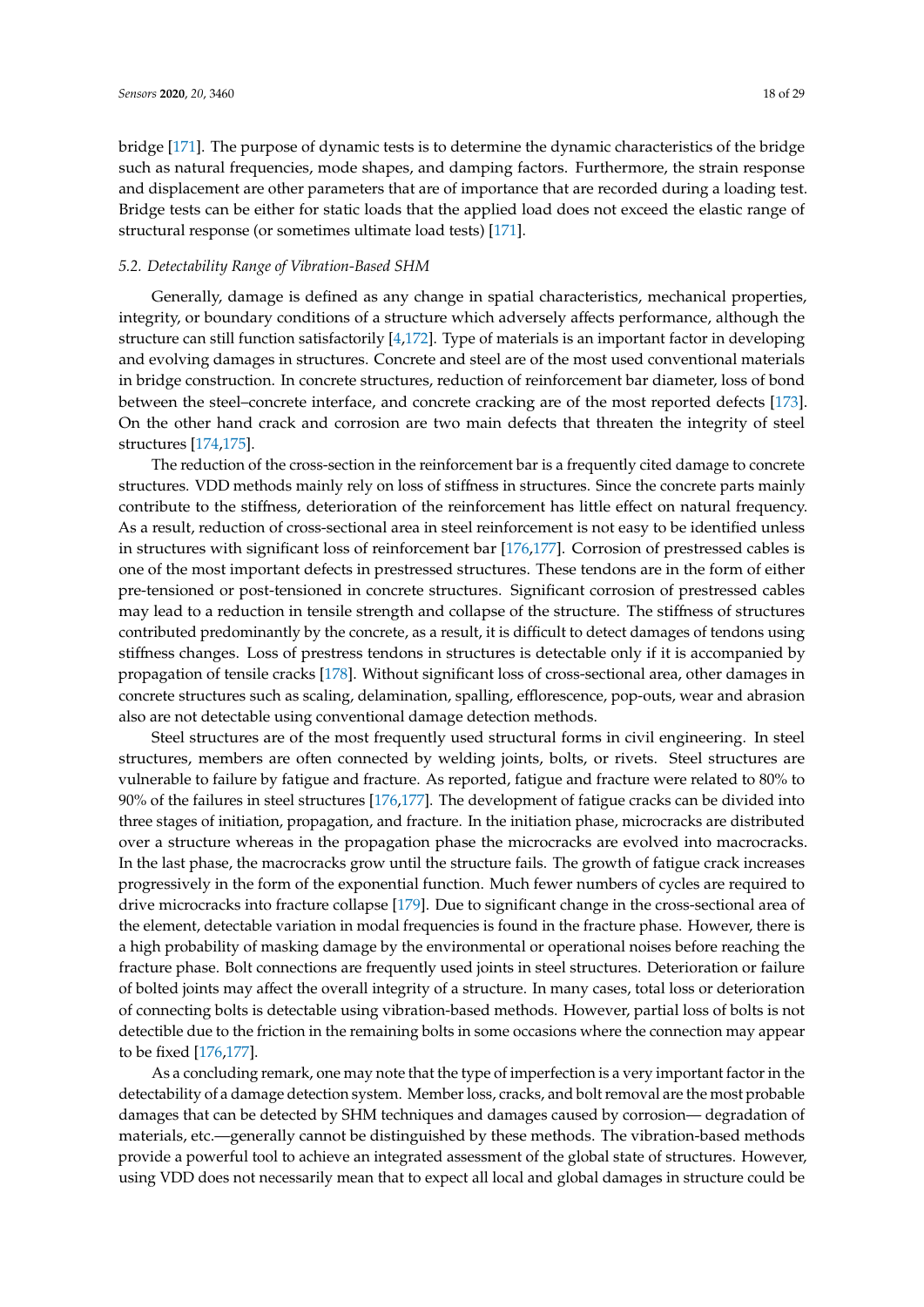bridge [171]. The purpose of dynamic tests is to determine the dynamic characteristics of the bridge such as natural frequencies, mode shapes, and damping factors. Furthermore, the strain response and displacement are other parameters that are of importance that are recorded during a loading test. Bridge tests can be either for static loads that the applied load does not exceed the elastic range of structural response (or sometimes ultimate load tests) [171].

### *5.2. Detectability Range of Vibration-Based SHM*

Generally, damage is defined as any change in spatial characteristics, mechanical properties, integrity, or boundary conditions of a structure which adversely affects performance, although the structure can still function satisfactorily [4,172]. Type of materials is an important factor in developing and evolving damages in structures. Concrete and steel are of the most used conventional materials in bridge construction. In concrete structures, reduction of reinforcement bar diameter, loss of bond between the steel–concrete interface, and concrete cracking are of the most reported defects [173]. On the other hand crack and corrosion are two main defects that threaten the integrity of steel structures [174,175].

The reduction of the cross-section in the reinforcement bar is a frequently cited damage to concrete structures. VDD methods mainly rely on loss of stiffness in structures. Since the concrete parts mainly contribute to the stiffness, deterioration of the reinforcement has little effect on natural frequency. As a result, reduction of cross-sectional area in steel reinforcement is not easy to be identified unless in structures with significant loss of reinforcement bar [176,177]. Corrosion of prestressed cables is one of the most important defects in prestressed structures. These tendons are in the form of either pre-tensioned or post-tensioned in concrete structures. Significant corrosion of prestressed cables may lead to a reduction in tensile strength and collapse of the structure. The stiffness of structures contributed predominantly by the concrete, as a result, it is difficult to detect damages of tendons using stiffness changes. Loss of prestress tendons in structures is detectable only if it is accompanied by propagation of tensile cracks [178]. Without significant loss of cross-sectional area, other damages in concrete structures such as scaling, delamination, spalling, efflorescence, pop-outs, wear and abrasion also are not detectable using conventional damage detection methods.

Steel structures are of the most frequently used structural forms in civil engineering. In steel structures, members are often connected by welding joints, bolts, or rivets. Steel structures are vulnerable to failure by fatigue and fracture. As reported, fatigue and fracture were related to 80% to 90% of the failures in steel structures [176,177]. The development of fatigue cracks can be divided into three stages of initiation, propagation, and fracture. In the initiation phase, microcracks are distributed over a structure whereas in the propagation phase the microcracks are evolved into macrocracks. In the last phase, the macrocracks grow until the structure fails. The growth of fatigue crack increases progressively in the form of the exponential function. Much fewer numbers of cycles are required to drive microcracks into fracture collapse [179]. Due to significant change in the cross-sectional area of the element, detectable variation in modal frequencies is found in the fracture phase. However, there is a high probability of masking damage by the environmental or operational noises before reaching the fracture phase. Bolt connections are frequently used joints in steel structures. Deterioration or failure of bolted joints may affect the overall integrity of a structure. In many cases, total loss or deterioration of connecting bolts is detectable using vibration-based methods. However, partial loss of bolts is not detectible due to the friction in the remaining bolts in some occasions where the connection may appear to be fixed [176,177].

As a concluding remark, one may note that the type of imperfection is a very important factor in the detectability of a damage detection system. Member loss, cracks, and bolt removal are the most probable damages that can be detected by SHM techniques and damages caused by corrosion— degradation of materials, etc.—generally cannot be distinguished by these methods. The vibration-based methods provide a powerful tool to achieve an integrated assessment of the global state of structures. However, using VDD does not necessarily mean that to expect all local and global damages in structure could be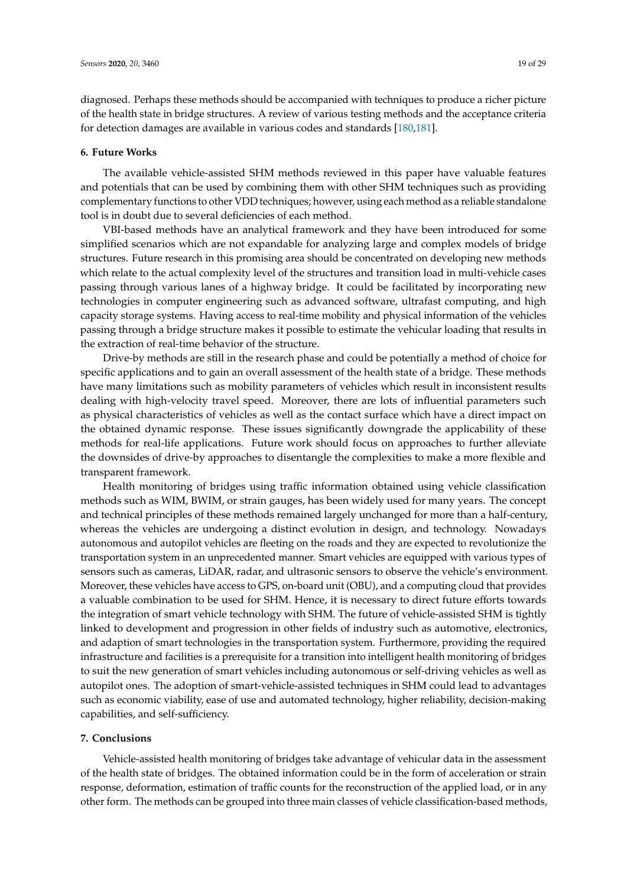diagnosed. Perhaps these methods should be accompanied with techniques to produce a richer picture of the health state in bridge structures. A review of various testing methods and the acceptance criteria for detection damages are available in various codes and standards [180,181].

## 6. Future Works

The available vehicle-assisted SHM methods reviewed in this paper have valuable features and potentials that can be used by combining them with other SHM techniques such as providing complementary functions to other VDD techniques; however, using each method as a reliable standalone tool is in doubt due to several deficiencies of each method.

VBI-based methods have an analytical framework and they have been introduced for some simplified scenarios which are not expandable for analyzing large and complex models of bridge structures. Future research in this promising area should be concentrated on developing new methods which relate to the actual complexity level of the structures and transition load in multi-vehicle cases passing through various lanes of a highway bridge. It could be facilitated by incorporating new technologies in computer engineering such as advanced software, ultrafast computing, and high capacity storage systems. Having access to real-time mobility and physical information of the vehicles passing through a bridge structure makes it possible to estimate the vehicular loading that results in the extraction of real-time behavior of the structure.

Drive-by methods are still in the research phase and could be potentially a method of choice for specific applications and to gain an overall assessment of the health state of a bridge. These methods have many limitations such as mobility parameters of vehicles which result in inconsistent results dealing with high-velocity travel speed. Moreover, there are lots of influential parameters such as physical characteristics of vehicles as well as the contact surface which have a direct impact on the obtained dynamic response. These issues significantly downgrade the applicability of these methods for real-life applications. Future work should focus on approaches to further alleviate the downsides of drive-by approaches to disentangle the complexities to make a more flexible and transparent framework.

Health monitoring of bridges using traffic information obtained using vehicle classification methods such as WIM, BWIM, or strain gauges, has been widely used for many years. The concept and technical principles of these methods remained largely unchanged for more than a half-century, whereas the vehicles are undergoing a distinct evolution in design, and technology. Nowadays autonomous and autopilot vehicles are fleeting on the roads and they are expected to revolutionize the transportation system in an unprecedented manner. Smart vehicles are equipped with various types of sensors such as cameras, LiDAR, radar, and ultrasonic sensors to observe the vehicle's environment. Moreover, these vehicles have access to GPS, on-board unit (OBU), and a computing cloud that provides a valuable combination to be used for SHM. Hence, it is necessary to direct future efforts towards the integration of smart vehicle technology with SHM. The future of vehicle-assisted SHM is tightly linked to development and progression in other fields of industry such as automotive, electronics, and adaption of smart technologies in the transportation system. Furthermore, providing the required infrastructure and facilities is a prerequisite for a transition into intelligent health monitoring of bridges to suit the new generation of smart vehicles including autonomous or self-driving vehicles as well as autopilot ones. The adoption of smart-vehicle-assisted techniques in SHM could lead to advantages such as economic viability, ease of use and automated technology, higher reliability, decision-making capabilities, and self-sufficiency.

## 7. Conclusions

Vehicle-assisted health monitoring of bridges take advantage of vehicular data in the assessment of the health state of bridges. The obtained information could be in the form of acceleration or strain response, deformation, estimation of traffic counts for the reconstruction of the applied load, or in any other form. The methods can be grouped into three main classes of vehicle classification-based methods,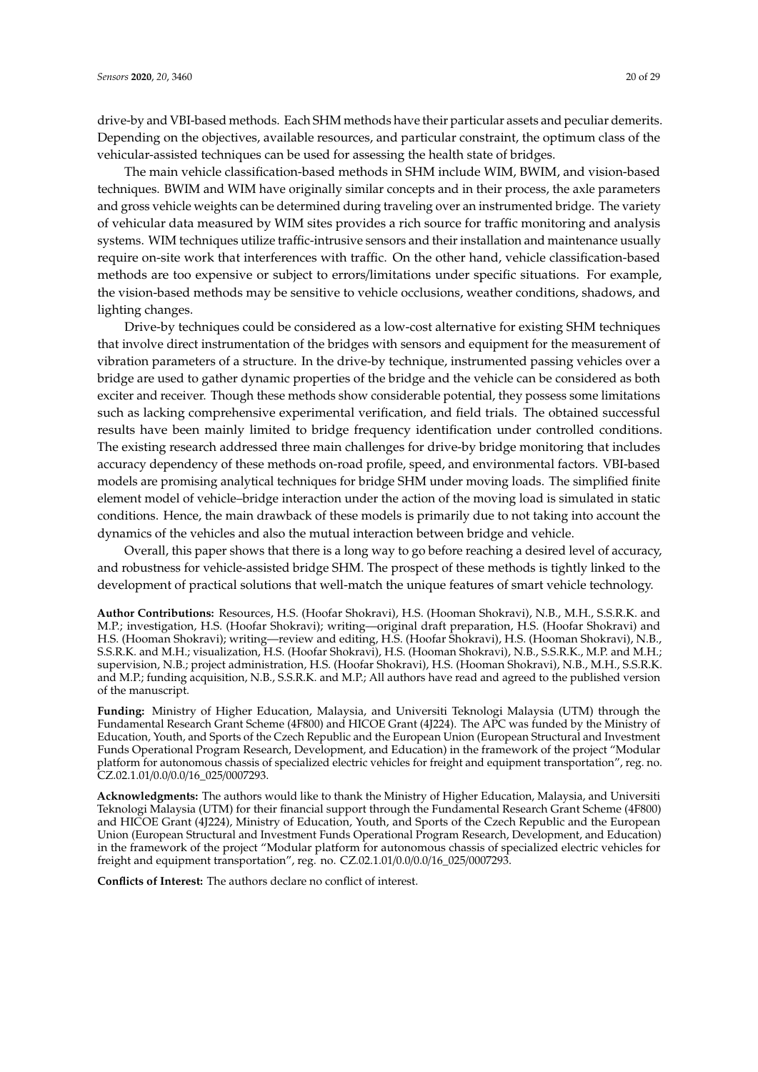drive-by and VBI-based methods. Each SHM methods have their particular assets and peculiar demerits. Depending on the objectives, available resources, and particular constraint, the optimum class of the vehicular-assisted techniques can be used for assessing the health state of bridges.

The main vehicle classification-based methods in SHM include WIM, BWIM, and vision-based techniques. BWIM and WIM have originally similar concepts and in their process, the axle parameters and gross vehicle weights can be determined during traveling over an instrumented bridge. The variety of vehicular data measured by WIM sites provides a rich source for traffic monitoring and analysis systems. WIM techniques utilize traffic-intrusive sensors and their installation and maintenance usually require on-site work that interferences with traffic. On the other hand, vehicle classification-based methods are too expensive or subject to errors/limitations under specific situations. For example, the vision-based methods may be sensitive to vehicle occlusions, weather conditions, shadows, and lighting changes.

Drive-by techniques could be considered as a low-cost alternative for existing SHM techniques that involve direct instrumentation of the bridges with sensors and equipment for the measurement of vibration parameters of a structure. In the drive-by technique, instrumented passing vehicles over a bridge are used to gather dynamic properties of the bridge and the vehicle can be considered as both exciter and receiver. Though these methods show considerable potential, they possess some limitations such as lacking comprehensive experimental verification, and field trials. The obtained successful results have been mainly limited to bridge frequency identification under controlled conditions. The existing research addressed three main challenges for drive-by bridge monitoring that includes accuracy dependency of these methods on-road profile, speed, and environmental factors. VBI-based models are promising analytical techniques for bridge SHM under moving loads. The simplified finite element model of vehicle–bridge interaction under the action of the moving load is simulated in static conditions. Hence, the main drawback of these models is primarily due to not taking into account the dynamics of the vehicles and also the mutual interaction between bridge and vehicle.

Overall, this paper shows that there is a long way to go before reaching a desired level of accuracy, and robustness for vehicle-assisted bridge SHM. The prospect of these methods is tightly linked to the development of practical solutions that well-match the unique features of smart vehicle technology.

**Author Contributions:** Resources, H.S. (Hoofar Shokravi), H.S. (Hooman Shokravi), N.B., M.H., S.S.R.K. and M.P.; investigation, H.S. (Hoofar Shokravi); writing—original draft preparation, H.S. (Hoofar Shokravi) and H.S. (Hooman Shokravi); writing—review and editing, H.S. (Hoofar Shokravi), H.S. (Hooman Shokravi), N.B., S.S.R.K. and M.H.; visualization, H.S. (Hoofar Shokravi), H.S. (Hooman Shokravi), N.B., S.S.R.K., M.P. and M.H.; supervision, N.B.; project administration, H.S. (Hoofar Shokravi), H.S. (Hooman Shokravi), N.B., M.H., S.S.R.K. and M.P.; funding acquisition, N.B., S.S.R.K. and M.P.; All authors have read and agreed to the published version of the manuscript.

**Funding:** Ministry of Higher Education, Malaysia, and Universiti Teknologi Malaysia (UTM) through the Fundamental Research Grant Scheme (4F800) and HICOE Grant (4J224). The APC was funded by the Ministry of Education, Youth, and Sports of the Czech Republic and the European Union (European Structural and Investment Funds Operational Program Research, Development, and Education) in the framework of the project "Modular platform for autonomous chassis of specialized electric vehicles for freight and equipment transportation", reg. no. CZ.02.1.01/0.0/0.0/16_025/0007293.

**Acknowledgments:** The authors would like to thank the Ministry of Higher Education, Malaysia, and Universiti Teknologi Malaysia (UTM) for their financial support through the Fundamental Research Grant Scheme (4F800) and HICOE Grant (4J224), Ministry of Education, Youth, and Sports of the Czech Republic and the European Union (European Structural and Investment Funds Operational Program Research, Development, and Education) in the framework of the project "Modular platform for autonomous chassis of specialized electric vehicles for freight and equipment transportation", reg. no. CZ.02.1.01/0.0/0.0/16_025/0007293.

**Conflicts of Interest:** The authors declare no conflict of interest.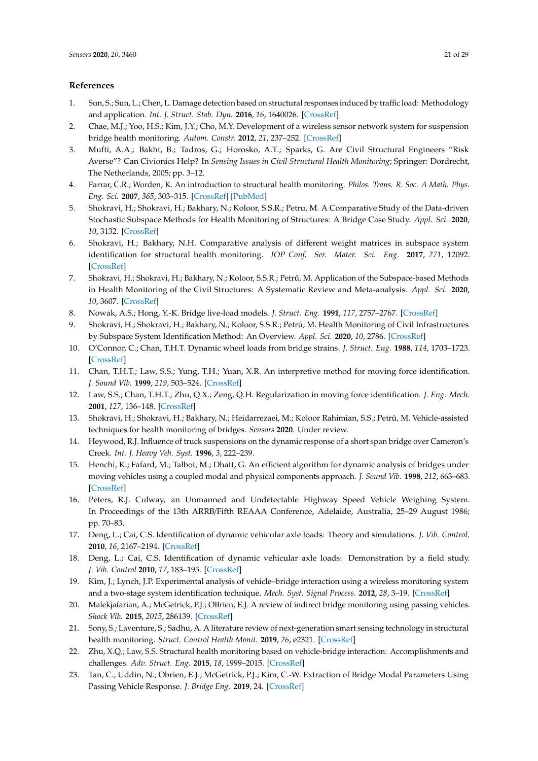## References

1. Sun, S.; Sun, L.; Chen, L. Damage detection based on structural responses induced by traffic load: Methodology and application. *Int. J. Struct. Stab. Dyn.* **2016**, *16*, 1640026. [CrossRef]
2. Chae, M.J.; Yoo, H.S.; Kim, J.Y.; Cho, M.Y. Development of a wireless sensor network system for suspension bridge health monitoring. *Autom. Constr.* **2012**, *21*, 237–252. [CrossRef]
3. Mufti, A.A.; Bakht, B.; Tadros, G.; Horosko, A.T.; Sparks, G. Are Civil Structural Engineers "Risk Averse"? Can Civionics Help? In *Sensing Issues in Civil Structural Health Monitoring*; Springer: Dordrecht, The Netherlands, 2005; pp. 3–12.
4. Farrar, C.R.; Worden, K. An introduction to structural health monitoring. *Philos. Trans. R. Soc. A Math. Phys. Eng. Sci.* **2007**, *365*, 303–315. [CrossRef] [PubMed]
5. Shokravi, H.; Shokravi, H.; Bakhary, N.; Koloor, S.S.R.; Petru, M. A Comparative Study of the Data-driven Stochastic Subspace Methods for Health Monitoring of Structures: A Bridge Case Study. *Appl. Sci.* **2020**, *10*, 3132. [CrossRef]
6. Shokravi, H.; Bakhary, N.H. Comparative analysis of different weight matrices in subspace system identification for structural health monitoring. *IOP Conf. Ser. Mater. Sci. Eng.* **2017**, *271*, 12092. [CrossRef]
7. Shokravi, H.; Shokravi, H.; Bakhary, N.; Koloor, S.S.R.; Petrů, M. Application of the Subspace-based Methods in Health Monitoring of the Civil Structures: A Systematic Review and Meta-analysis. *Appl. Sci.* **2020**, *10*, 3607. [CrossRef]
8. Nowak, A.S.; Hong, Y.-K. Bridge live-load models. *J. Struct. Eng.* **1991**, *117*, 2757–2767. [CrossRef]
9. Shokravi, H.; Shokravi, H.; Bakhary, N.; Koloor, S.S.R.; Petrů, M. Health Monitoring of Civil Infrastructures by Subspace System Identification Method: An Overview. *Appl. Sci.* **2020**, *10*, 2786. [CrossRef]
10. O'Connor, C.; Chan, T.H.T. Dynamic wheel loads from bridge strains. *J. Struct. Eng.* **1988**, *114*, 1703–1723. [CrossRef]
11. Chan, T.H.T.; Law, S.S.; Yung, T.H.; Yuan, X.R. An interpretive method for moving force identification. *J. Sound Vib.* **1999**, *219*, 503–524. [CrossRef]
12. Law, S.S.; Chan, T.H.T.; Zhu, Q.X.; Zeng, Q.H. Regularization in moving force identification. *J. Eng. Mech.* **2001**, *127*, 136–148. [CrossRef]
13. Shokravi, H.; Shokravi, H.; Bakhary, N.; Heidarrezaei, M.; Koloor Rahimian, S.S.; Petrů, M. Vehicle-assisted techniques for health monitoring of bridges. *Sensors* **2020**. Under review.
14. Heywood, R.J. Influence of truck suspensions on the dynamic response of a short span bridge over Cameron's Creek. *Int. J. Heavy Veh. Syst.* **1996**, *3*, 222–239.
15. Henchi, K.; Fafard, M.; Talbot, M.; Dhatt, G. An efficient algorithm for dynamic analysis of bridges under moving vehicles using a coupled modal and physical components approach. *J. Sound Vib.* **1998**, *212*, 663–683. [CrossRef]
16. Peters, R.J. Culway, an Unmanned and Undetectable Highway Speed Vehicle Weighing System. In Proceedings of the 13th ARRB/Fifth REAAA Conference, Adelaide, Australia, 25–29 August 1986; pp. 70–83.
17. Deng, L.; Cai, C.S. Identification of dynamic vehicular axle loads: Theory and simulations. *J. Vib. Control.* **2010**, *16*, 2167–2194. [CrossRef]
18. Deng, L.; Cai, C.S. Identification of dynamic vehicular axle loads: Demonstration by a field study. *J. Vib. Control* **2010**, *17*, 183–195. [CrossRef]
19. Kim, J.; Lynch, J.P. Experimental analysis of vehicle–bridge interaction using a wireless monitoring system and a two-stage system identification technique. *Mech. Syst. Signal Process.* **2012**, *28*, 3–19. [CrossRef]
20. Malekjafarian, A.; McGetrick, P.J.; OBrien, E.J. A review of indirect bridge monitoring using passing vehicles. *Shock Vib.* **2015**, *2015*, 286139. [CrossRef]
21. Sony, S.; Laventure, S.; Sadhu, A. A literature review of next-generation smart sensing technology in structural health monitoring. *Struct. Control Health Monit.* **2019**, *26*, e2321. [CrossRef]
22. Zhu, X.Q.; Law, S.S. Structural health monitoring based on vehicle-bridge interaction: Accomplishments and challenges. *Adv. Struct. Eng.* **2015**, *18*, 1999–2015. [CrossRef]
23. Tan, C.; Uddin, N.; Obrien, E.J.; McGetrick, P.J.; Kim, C.-W. Extraction of Bridge Modal Parameters Using Passing Vehicle Response. *J. Bridge Eng.* **2019**, 24. [CrossRef]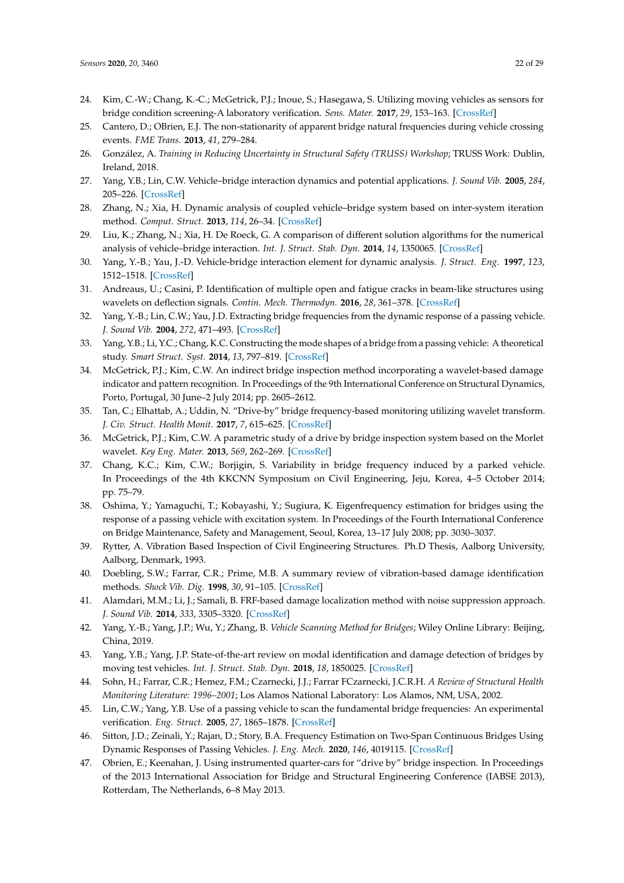24. Kim, C.-W.; Chang, K.-C.; McGetrick, P.J.; Inoue, S.; Hasegawa, S. Utilizing moving vehicles as sensors for bridge condition screening-A laboratory verification. *Sens. Mater.* **2017**, *29*, 153–163. [CrossRef]
25. Cantero, D.; OBrien, E.J. The non-stationarity of apparent bridge natural frequencies during vehicle crossing events. *FME Trans.* **2013**, *41*, 279–284.
26. González, A. *Training in Reducing Uncertainty in Structural Safety (TRUSS) Workshop*; TRUSS Work: Dublin, Ireland, 2018.
27. Yang, Y.B.; Lin, C.W. Vehicle–bridge interaction dynamics and potential applications. *J. Sound Vib.* **2005**, *284*, 205–226. [CrossRef]
28. Zhang, N.; Xia, H. Dynamic analysis of coupled vehicle–bridge system based on inter-system iteration method. *Comput. Struct.* **2013**, *114*, 26–34. [CrossRef]
29. Liu, K.; Zhang, N.; Xia, H. De Roeck, G. A comparison of different solution algorithms for the numerical analysis of vehicle–bridge interaction. *Int. J. Struct. Stab. Dyn.* **2014**, *14*, 1350065. [CrossRef]
30. Yang, Y.-B.; Yau, J.-D. Vehicle-bridge interaction element for dynamic analysis. *J. Struct. Eng.* **1997**, *123*, 1512–1518. [CrossRef]
31. Andreaus, U.; Casini, P. Identification of multiple open and fatigue cracks in beam-like structures using wavelets on deflection signals. *Contin. Mech. Thermodyn.* **2016**, *28*, 361–378. [CrossRef]
32. Yang, Y.-B.; Lin, C.W.; Yau, J.D. Extracting bridge frequencies from the dynamic response of a passing vehicle. *J. Sound Vib.* **2004**, *272*, 471–493. [CrossRef]
33. Yang, Y.B.; Li, Y.C.; Chang, K.C. Constructing the mode shapes of a bridge from a passing vehicle: A theoretical study. *Smart Struct. Syst.* **2014**, *13*, 797–819. [CrossRef]
34. McGetrick, P.J.; Kim, C.W. An indirect bridge inspection method incorporating a wavelet-based damage indicator and pattern recognition. In Proceedings of the 9th International Conference on Structural Dynamics, Porto, Portugal, 30 June–2 July 2014; pp. 2605–2612.
35. Tan, C.; Elhattab, A.; Uddin, N. "Drive-by" bridge frequency-based monitoring utilizing wavelet transform. *J. Civ. Struct. Health Monit.* **2017**, *7*, 615–625. [CrossRef]
36. McGetrick, P.J.; Kim, C.W. A parametric study of a drive by bridge inspection system based on the Morlet wavelet. *Key Eng. Mater.* **2013**, *569*, 262–269. [CrossRef]
37. Chang, K.C.; Kim, C.W.; Borjigin, S. Variability in bridge frequency induced by a parked vehicle. In Proceedings of the 4th KKCNN Symposium on Civil Engineering, Jeju, Korea, 4–5 October 2014; pp. 75–79.
38. Oshima, Y.; Yamaguchi, T.; Kobayashi, Y.; Sugiura, K. Eigenfrequency estimation for bridges using the response of a passing vehicle with excitation system. In Proceedings of the Fourth International Conference on Bridge Maintenance, Safety and Management, Seoul, Korea, 13–17 July 2008; pp. 3030–3037.
39. Rytter, A. Vibration Based Inspection of Civil Engineering Structures. Ph.D Thesis, Aalborg University, Aalborg, Denmark, 1993.
40. Doebling, S.W.; Farrar, C.R.; Prime, M.B. A summary review of vibration-based damage identification methods. *Shock Vib. Dig.* **1998**, *30*, 91–105. [CrossRef]
41. Alamdari, M.M.; Li, J.; Samali, B. FRF-based damage localization method with noise suppression approach. *J. Sound Vib.* **2014**, *333*, 3305–3320. [CrossRef]
42. Yang, Y.-B.; Yang, J.P.; Wu, Y.; Zhang, B. *Vehicle Scanning Method for Bridges*; Wiley Online Library: Beijing, China, 2019.
43. Yang, Y.B.; Yang, J.P. State-of-the-art review on modal identification and damage detection of bridges by moving test vehicles. *Int. J. Struct. Stab. Dyn.* **2018**, *18*, 1850025. [CrossRef]
44. Sohn, H.; Farrar, C.R.; Hemez, F.M.; Czarnecki, J.J.; Farrar FCzarnecki, J.C.R.H. *A Review of Structural Health Monitoring Literature: 1996–2001*; Los Alamos National Laboratory: Los Alamos, NM, USA, 2002.
45. Lin, C.W.; Yang, Y.B. Use of a passing vehicle to scan the fundamental bridge frequencies: An experimental verification. *Eng. Struct.* **2005**, *27*, 1865–1878. [CrossRef]
46. Sitton, J.D.; Zeinali, Y.; Rajan, D.; Story, B.A. Frequency Estimation on Two-Span Continuous Bridges Using Dynamic Responses of Passing Vehicles. *J. Eng. Mech.* **2020**, *146*, 4019115. [CrossRef]
47. Obrien, E.; Keenahan, J. Using instrumented quarter-cars for "drive by" bridge inspection. In Proceedings of the 2013 International Association for Bridge and Structural Engineering Conference (IABSE 2013), Rotterdam, The Netherlands, 6–8 May 2013.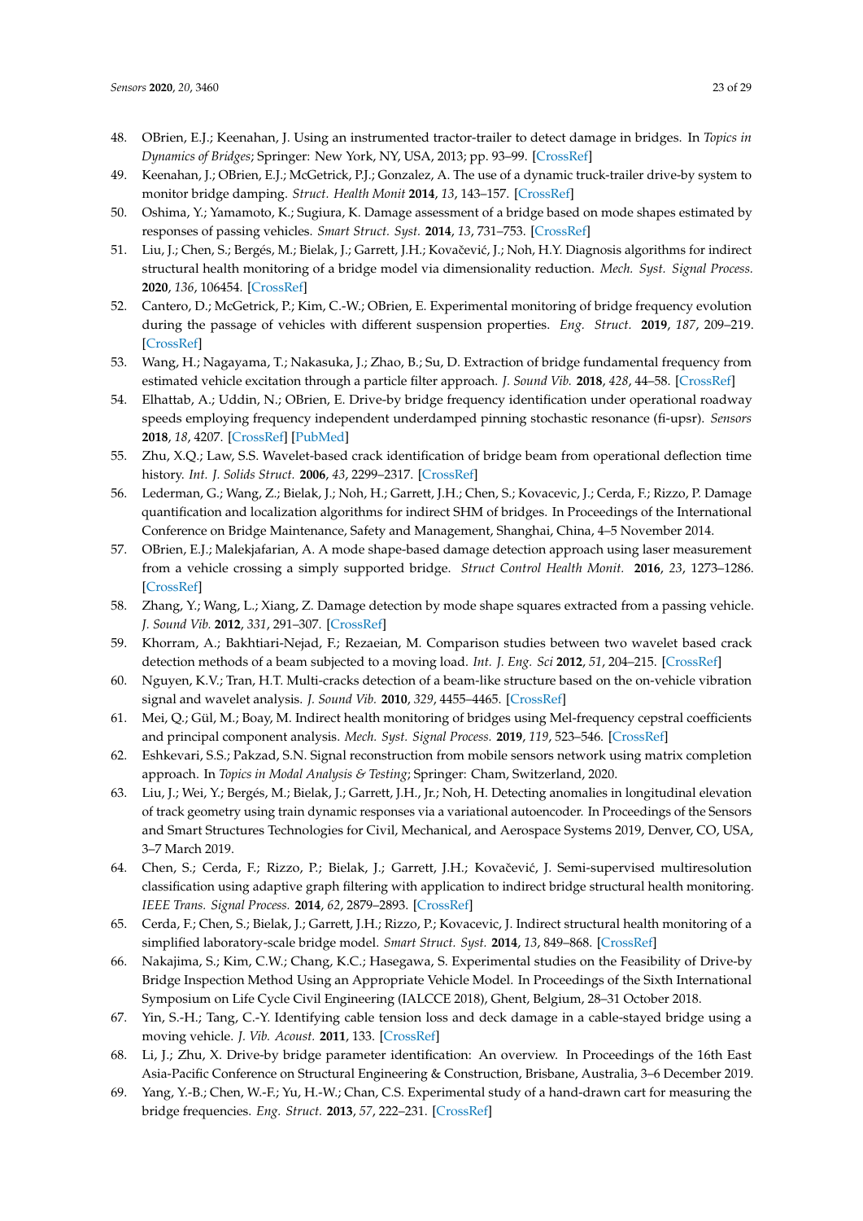48. OBrien, E.J.; Keenahan, J. Using an instrumented tractor-trailer to detect damage in bridges. In *Topics in Dynamics of Bridges*; Springer: New York, NY, USA, 2013; pp. 93–99. [CrossRef]
49. Keenahan, J.; OBrien, E.J.; McGetrick, P.J.; Gonzalez, A. The use of a dynamic truck-trailer drive-by system to monitor bridge damping. *Struct. Health Monit* **2014**, *13*, 143–157. [CrossRef]
50. Oshima, Y.; Yamamoto, K.; Sugiura, K. Damage assessment of a bridge based on mode shapes estimated by responses of passing vehicles. *Smart Struct. Syst.* **2014**, *13*, 731–753. [CrossRef]
51. Liu, J.; Chen, S.; Bergés, M.; Bielak, J.; Garrett, J.H.; Kovačević, J.; Noh, H.Y. Diagnosis algorithms for indirect structural health monitoring of a bridge model via dimensionality reduction. *Mech. Syst. Signal Process.* **2020**, *136*, 106454. [CrossRef]
52. Cantero, D.; McGetrick, P.; Kim, C.-W.; OBrien, E. Experimental monitoring of bridge frequency evolution during the passage of vehicles with different suspension properties. *Eng. Struct.* **2019**, *187*, 209–219. [CrossRef]
53. Wang, H.; Nagayama, T.; Nakasuka, J.; Zhao, B.; Su, D. Extraction of bridge fundamental frequency from estimated vehicle excitation through a particle filter approach. *J. Sound Vib.* **2018**, *428*, 44–58. [CrossRef]
54. Elhattab, A.; Uddin, N.; OBrien, E. Drive-by bridge frequency identification under operational roadway speeds employing frequency independent underdamped pinning stochastic resonance (fi-upsr). *Sensors* **2018**, *18*, 4207. [CrossRef] [PubMed]
55. Zhu, X.Q.; Law, S.S. Wavelet-based crack identification of bridge beam from operational deflection time history. *Int. J. Solids Struct.* **2006**, *43*, 2299–2317. [CrossRef]
56. Lederman, G.; Wang, Z.; Bielak, J.; Noh, H.; Garrett, J.H.; Chen, S.; Kovacevic, J.; Cerda, F.; Rizzo, P. Damage quantification and localization algorithms for indirect SHM of bridges. In Proceedings of the International Conference on Bridge Maintenance, Safety and Management, Shanghai, China, 4–5 November 2014.
57. OBrien, E.J.; Malekjafarian, A. A mode shape-based damage detection approach using laser measurement from a vehicle crossing a simply supported bridge. *Struct Control Health Monit.* **2016**, *23*, 1273–1286. [CrossRef]
58. Zhang, Y.; Wang, L.; Xiang, Z. Damage detection by mode shape squares extracted from a passing vehicle. *J. Sound Vib.* **2012**, *331*, 291–307. [CrossRef]
59. Khorram, A.; Bakhtiari-Nejad, F.; Rezaeian, M. Comparison studies between two wavelet based crack detection methods of a beam subjected to a moving load. *Int. J. Eng. Sci* **2012**, *51*, 204–215. [CrossRef]
60. Nguyen, K.V.; Tran, H.T. Multi-cracks detection of a beam-like structure based on the on-vehicle vibration signal and wavelet analysis. *J. Sound Vib.* **2010**, *329*, 4455–4465. [CrossRef]
61. Mei, Q.; Gül, M.; Boay, M. Indirect health monitoring of bridges using Mel-frequency cepstral coefficients and principal component analysis. *Mech. Syst. Signal Process.* **2019**, *119*, 523–546. [CrossRef]
62. Eshkevari, S.S.; Pakzad, S.N. Signal reconstruction from mobile sensors network using matrix completion approach. In *Topics in Modal Analysis & Testing*; Springer: Cham, Switzerland, 2020.
63. Liu, J.; Wei, Y.; Bergés, M.; Bielak, J.; Garrett, J.H., Jr.; Noh, H. Detecting anomalies in longitudinal elevation of track geometry using train dynamic responses via a variational autoencoder. In Proceedings of the Sensors and Smart Structures Technologies for Civil, Mechanical, and Aerospace Systems 2019, Denver, CO, USA, 3–7 March 2019.
64. Chen, S.; Cerda, F.; Rizzo, P.; Bielak, J.; Garrett, J.H.; Kovačević, J. Semi-supervised multiresolution classification using adaptive graph filtering with application to indirect bridge structural health monitoring. *IEEE Trans. Signal Process.* **2014**, *62*, 2879–2893. [CrossRef]
65. Cerda, F.; Chen, S.; Bielak, J.; Garrett, J.H.; Rizzo, P.; Kovacevic, J. Indirect structural health monitoring of a simplified laboratory-scale bridge model. *Smart Struct. Syst.* **2014**, *13*, 849–868. [CrossRef]
66. Nakajima, S.; Kim, C.W.; Chang, K.C.; Hasegawa, S. Experimental studies on the Feasibility of Drive-by Bridge Inspection Method Using an Appropriate Vehicle Model. In Proceedings of the Sixth International Symposium on Life Cycle Civil Engineering (IALCCE 2018), Ghent, Belgium, 28–31 October 2018.
67. Yin, S.-H.; Tang, C.-Y. Identifying cable tension loss and deck damage in a cable-stayed bridge using a moving vehicle. *J. Vib. Acoust.* **2011**, 133. [CrossRef]
68. Li, J.; Zhu, X. Drive-by bridge parameter identification: An overview. In Proceedings of the 16th East Asia-Pacific Conference on Structural Engineering & Construction, Brisbane, Australia, 3–6 December 2019.
69. Yang, Y.-B.; Chen, W.-F.; Yu, H.-W.; Chan, C.S. Experimental study of a hand-drawn cart for measuring the bridge frequencies. *Eng. Struct.* **2013**, *57*, 222–231. [CrossRef]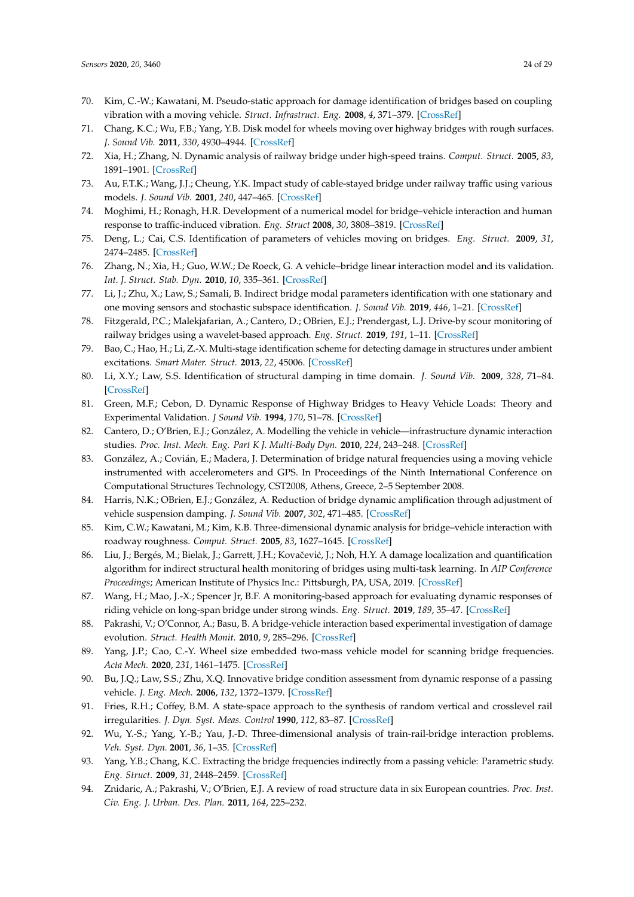70. Kim, C.-W.; Kawatani, M. Pseudo-static approach for damage identification of bridges based on coupling vibration with a moving vehicle. *Struct. Infrastruct. Eng.* **2008**, *4*, 371–379. [CrossRef]
71. Chang, K.C.; Wu, F.B.; Yang, Y.B. Disk model for wheels moving over highway bridges with rough surfaces. *J. Sound Vib.* **2011**, *330*, 4930–4944. [CrossRef]
72. Xia, H.; Zhang, N. Dynamic analysis of railway bridge under high-speed trains. *Comput. Struct.* **2005**, *83*, 1891–1901. [CrossRef]
73. Au, F.T.K.; Wang, J.J.; Cheung, Y.K. Impact study of cable-stayed bridge under railway traffic using various models. *J. Sound Vib.* **2001**, *240*, 447–465. [CrossRef]
74. Moghimi, H.; Ronagh, H.R. Development of a numerical model for bridge–vehicle interaction and human response to traffic-induced vibration. *Eng. Struct* **2008**, *30*, 3808–3819. [CrossRef]
75. Deng, L.; Cai, C.S. Identification of parameters of vehicles moving on bridges. *Eng. Struct.* **2009**, *31*, 2474–2485. [CrossRef]
76. Zhang, N.; Xia, H.; Guo, W.W.; De Roeck, G. A vehicle–bridge linear interaction model and its validation. *Int. J. Struct. Stab. Dyn.* **2010**, *10*, 335–361. [CrossRef]
77. Li, J.; Zhu, X.; Law, S.; Samali, B. Indirect bridge modal parameters identification with one stationary and one moving sensors and stochastic subspace identification. *J. Sound Vib.* **2019**, *446*, 1–21. [CrossRef]
78. Fitzgerald, P.C.; Malekjafarian, A.; Cantero, D.; OBrien, E.J.; Prendergast, L.J. Drive-by scour monitoring of railway bridges using a wavelet-based approach. *Eng. Struct.* **2019**, *191*, 1–11. [CrossRef]
79. Bao, C.; Hao, H.; Li, Z.-X. Multi-stage identification scheme for detecting damage in structures under ambient excitations. *Smart Mater. Struct.* **2013**, *22*, 45006. [CrossRef]
80. Li, X.Y.; Law, S.S. Identification of structural damping in time domain. *J. Sound Vib.* **2009**, *328*, 71–84. [CrossRef]
81. Green, M.F.; Cebon, D. Dynamic Response of Highway Bridges to Heavy Vehicle Loads: Theory and Experimental Validation. *J Sound Vib.* **1994**, *170*, 51–78. [CrossRef]
82. Cantero, D.; O'Brien, E.J.; González, A. Modelling the vehicle in vehicle—infrastructure dynamic interaction studies. *Proc. Inst. Mech. Eng. Part K J. Multi-Body Dyn.* **2010**, *224*, 243–248. [CrossRef]
83. González, A.; Covián, E.; Madera, J. Determination of bridge natural frequencies using a moving vehicle instrumented with accelerometers and GPS. In Proceedings of the Ninth International Conference on Computational Structures Technology, CST2008, Athens, Greece, 2–5 September 2008.
84. Harris, N.K.; OBrien, E.J.; González, A. Reduction of bridge dynamic amplification through adjustment of vehicle suspension damping. *J. Sound Vib.* **2007**, *302*, 471–485. [CrossRef]
85. Kim, C.W.; Kawatani, M.; Kim, K.B. Three-dimensional dynamic analysis for bridge–vehicle interaction with roadway roughness. *Comput. Struct.* **2005**, *83*, 1627–1645. [CrossRef]
86. Liu, J.; Bergés, M.; Bielak, J.; Garrett, J.H.; Kovačević, J.; Noh, H.Y. A damage localization and quantification algorithm for indirect structural health monitoring of bridges using multi-task learning. In *AIP Conference Proceedings*; American Institute of Physics Inc.: Pittsburgh, PA, USA, 2019. [CrossRef]
87. Wang, H.; Mao, J.-X.; Spencer Jr, B.F. A monitoring-based approach for evaluating dynamic responses of riding vehicle on long-span bridge under strong winds. *Eng. Struct.* **2019**, *189*, 35–47. [CrossRef]
88. Pakrashi, V.; O'Connor, A.; Basu, B. A bridge-vehicle interaction based experimental investigation of damage evolution. *Struct. Health Monit.* **2010**, *9*, 285–296. [CrossRef]
89. Yang, J.P.; Cao, C.-Y. Wheel size embedded two-mass vehicle model for scanning bridge frequencies. *Acta Mech.* **2020**, *231*, 1461–1475. [CrossRef]
90. Bu, J.Q.; Law, S.S.; Zhu, X.Q. Innovative bridge condition assessment from dynamic response of a passing vehicle. *J. Eng. Mech.* **2006**, *132*, 1372–1379. [CrossRef]
91. Fries, R.H.; Coffey, B.M. A state-space approach to the synthesis of random vertical and crosslevel rail irregularities. *J. Dyn. Syst. Meas. Control* **1990**, *112*, 83–87. [CrossRef]
92. Wu, Y.-S.; Yang, Y.-B.; Yau, J.-D. Three-dimensional analysis of train-rail-bridge interaction problems. *Veh. Syst. Dyn.* **2001**, *36*, 1–35. [CrossRef]
93. Yang, Y.B.; Chang, K.C. Extracting the bridge frequencies indirectly from a passing vehicle: Parametric study. *Eng. Struct.* **2009**, *31*, 2448–2459. [CrossRef]
94. Znidaric, A.; Pakrashi, V.; O'Brien, E.J. A review of road structure data in six European countries. *Proc. Inst. Civ. Eng. J. Urban. Des. Plan.* **2011**, *164*, 225–232.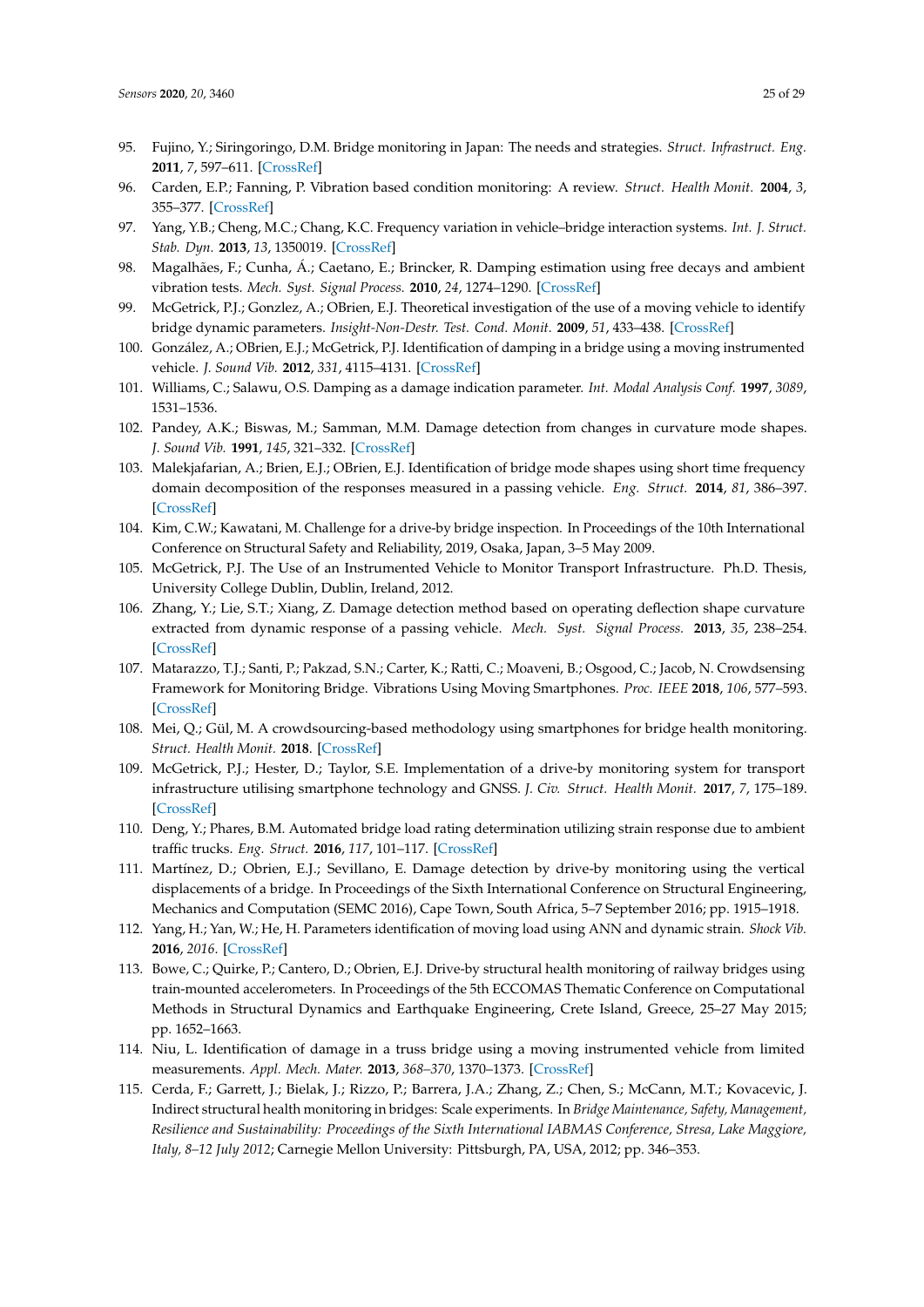95. Fujino, Y.; Siringoringo, D.M. Bridge monitoring in Japan: The needs and strategies. *Struct. Infrastruct. Eng.* **2011**, *7*, 597–611. [CrossRef]
96. Carden, E.P.; Fanning, P. Vibration based condition monitoring: A review. *Struct. Health Monit.* **2004**, *3*, 355–377. [CrossRef]
97. Yang, Y.B.; Cheng, M.C.; Chang, K.C. Frequency variation in vehicle–bridge interaction systems. *Int. J. Struct. Stab. Dyn.* **2013**, *13*, 1350019. [CrossRef]
98. Magalhães, F.; Cunha, Á.; Caetano, E.; Brincker, R. Damping estimation using free decays and ambient vibration tests. *Mech. Syst. Signal Process.* **2010**, *24*, 1274–1290. [CrossRef]
99. McGetrick, P.J.; Gonzlez, A.; OBrien, E.J. Theoretical investigation of the use of a moving vehicle to identify bridge dynamic parameters. *Insight-Non-Destr. Test. Cond. Monit.* **2009**, *51*, 433–438. [CrossRef]
100. González, A.; OBrien, E.J.; McGetrick, P.J. Identification of damping in a bridge using a moving instrumented vehicle. *J. Sound Vib.* **2012**, *331*, 4115–4131. [CrossRef]
101. Williams, C.; Salawu, O.S. Damping as a damage indication parameter. *Int. Modal Analysis Conf.* **1997**, *3089*, 1531–1536.
102. Pandey, A.K.; Biswas, M.; Samman, M.M. Damage detection from changes in curvature mode shapes. *J. Sound Vib.* **1991**, *145*, 321–332. [CrossRef]
103. Malekjafarian, A.; Brien, E.J.; OBrien, E.J. Identification of bridge mode shapes using short time frequency domain decomposition of the responses measured in a passing vehicle. *Eng. Struct.* **2014**, *81*, 386–397. [CrossRef]
104. Kim, C.W.; Kawatani, M. Challenge for a drive-by bridge inspection. In Proceedings of the 10th International Conference on Structural Safety and Reliability, 2019, Osaka, Japan, 3–5 May 2009.
105. McGetrick, P.J. The Use of an Instrumented Vehicle to Monitor Transport Infrastructure. Ph.D. Thesis, University College Dublin, Dublin, Ireland, 2012.
106. Zhang, Y.; Lie, S.T.; Xiang, Z. Damage detection method based on operating deflection shape curvature extracted from dynamic response of a passing vehicle. *Mech. Syst. Signal Process.* **2013**, *35*, 238–254. [CrossRef]
107. Matarazzo, T.J.; Santi, P.; Pakzad, S.N.; Carter, K.; Ratti, C.; Moaveni, B.; Osgood, C.; Jacob, N. Crowdsensing Framework for Monitoring Bridge. Vibrations Using Moving Smartphones. *Proc. IEEE* **2018**, *106*, 577–593. [CrossRef]
108. Mei, Q.; Gül, M. A crowdsourcing-based methodology using smartphones for bridge health monitoring. *Struct. Health Monit.* **2018**. [CrossRef]
109. McGetrick, P.J.; Hester, D.; Taylor, S.E. Implementation of a drive-by monitoring system for transport infrastructure utilising smartphone technology and GNSS. *J. Civ. Struct. Health Monit.* **2017**, *7*, 175–189. [CrossRef]
110. Deng, Y.; Phares, B.M. Automated bridge load rating determination utilizing strain response due to ambient traffic trucks. *Eng. Struct.* **2016**, *117*, 101–117. [CrossRef]
111. Martínez, D.; Obrien, E.J.; Sevillano, E. Damage detection by drive-by monitoring using the vertical displacements of a bridge. In Proceedings of the Sixth International Conference on Structural Engineering, Mechanics and Computation (SEMC 2016), Cape Town, South Africa, 5–7 September 2016; pp. 1915–1918.
112. Yang, H.; Yan, W.; He, H. Parameters identification of moving load using ANN and dynamic strain. *Shock Vib.* **2016**, *2016*. [CrossRef]
113. Bowe, C.; Quirke, P.; Cantero, D.; Obrien, E.J. Drive-by structural health monitoring of railway bridges using train-mounted accelerometers. In Proceedings of the 5th ECCOMAS Thematic Conference on Computational Methods in Structural Dynamics and Earthquake Engineering, Crete Island, Greece, 25–27 May 2015; pp. 1652–1663.
114. Niu, L. Identification of damage in a truss bridge using a moving instrumented vehicle from limited measurements. *Appl. Mech. Mater.* **2013**, *368–370*, 1370–1373. [CrossRef]
115. Cerda, F.; Garrett, J.; Bielak, J.; Rizzo, P.; Barrera, J.A.; Zhang, Z.; Chen, S.; McCann, M.T.; Kovacevic, J. Indirect structural health monitoring in bridges: Scale experiments. In *Bridge Maintenance, Safety, Management, Resilience and Sustainability: Proceedings of the Sixth International IABMAS Conference, Stresa, Lake Maggiore, Italy, 8–12 July 2012*; Carnegie Mellon University: Pittsburgh, PA, USA, 2012; pp. 346–353.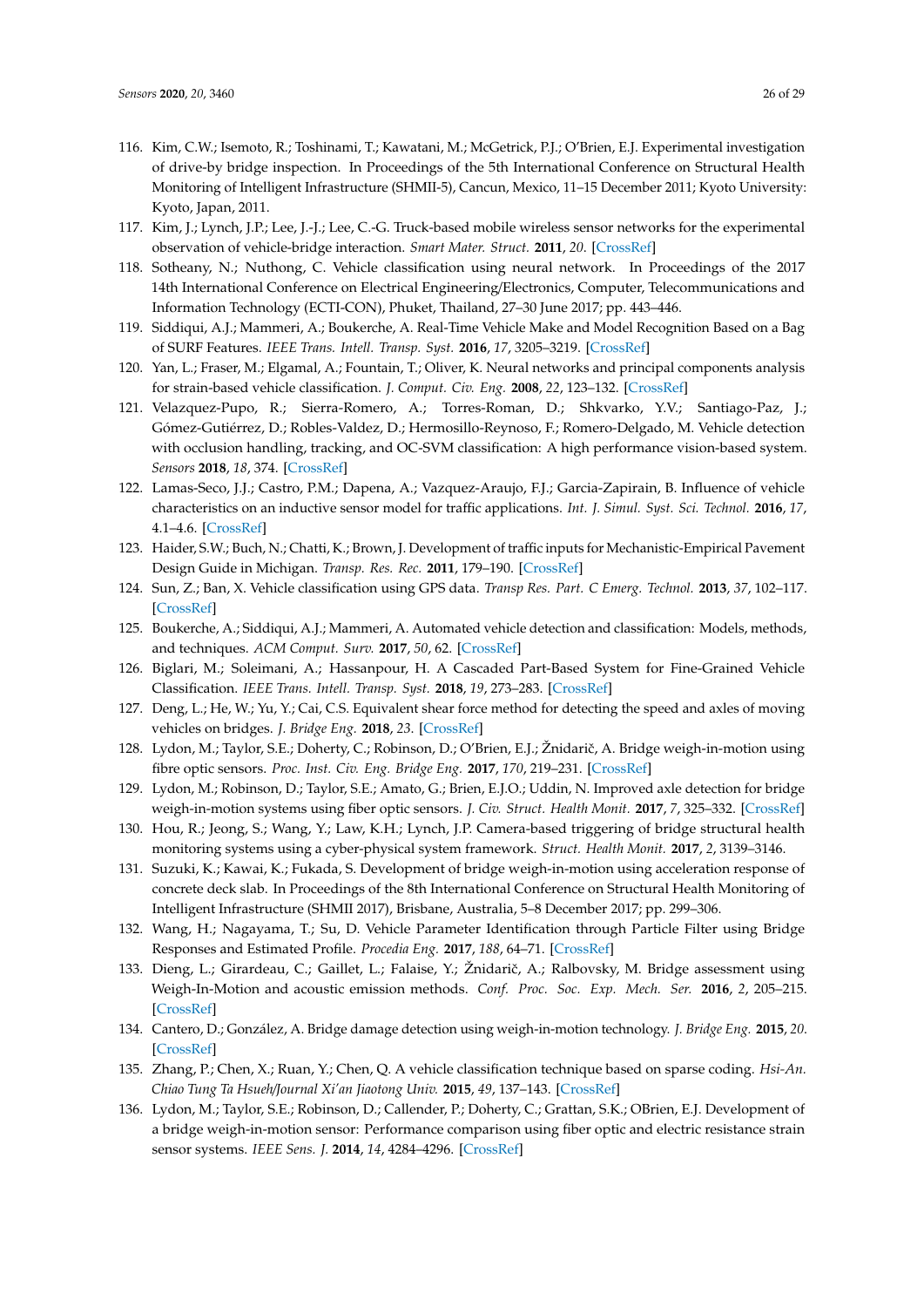116. Kim, C.W.; Isemoto, R.; Toshinami, T.; Kawatani, M.; McGetrick, P.J.; O'Brien, E.J. Experimental investigation of drive-by bridge inspection. In Proceedings of the 5th International Conference on Structural Health Monitoring of Intelligent Infrastructure (SHMII-5), Cancun, Mexico, 11–15 December 2011; Kyoto University: Kyoto, Japan, 2011.
117. Kim, J.; Lynch, J.P.; Lee, J.-J.; Lee, C.-G. Truck-based mobile wireless sensor networks for the experimental observation of vehicle-bridge interaction. *Smart Mater. Struct.* **2011**, *20*. [CrossRef]
118. Sotheany, N.; Nuthong, C. Vehicle classification using neural network. In Proceedings of the 2017 14th International Conference on Electrical Engineering/Electronics, Computer, Telecommunications and Information Technology (ECTI-CON), Phuket, Thailand, 27–30 June 2017; pp. 443–446.
119. Siddiqui, A.J.; Mammeri, A.; Boukerche, A. Real-Time Vehicle Make and Model Recognition Based on a Bag of SURF Features. *IEEE Trans. Intell. Transp. Syst.* **2016**, *17*, 3205–3219. [CrossRef]
120. Yan, L.; Fraser, M.; Elgamal, A.; Fountain, T.; Oliver, K. Neural networks and principal components analysis for strain-based vehicle classification. *J. Comput. Civ. Eng.* **2008**, *22*, 123–132. [CrossRef]
121. Velazquez-Pupo, R.; Sierra-Romero, A.; Torres-Roman, D.; Shkvarko, Y.V.; Santiago-Paz, J.; Gómez-Gutiérrez, D.; Robles-Valdez, D.; Hermosillo-Reynoso, F.; Romero-Delgado, M. Vehicle detection with occlusion handling, tracking, and OC-SVM classification: A high performance vision-based system. *Sensors* **2018**, *18*, 374. [CrossRef]
122. Lamas-Seco, J.J.; Castro, P.M.; Dapena, A.; Vazquez-Araujo, F.J.; Garcia-Zapirain, B. Influence of vehicle characteristics on an inductive sensor model for traffic applications. *Int. J. Simul. Syst. Sci. Technol.* **2016**, *17*, 4.1–4.6. [CrossRef]
123. Haider, S.W.; Buch, N.; Chatti, K.; Brown, J. Development of traffic inputs for Mechanistic-Empirical Pavement Design Guide in Michigan. *Transp. Res. Rec.* **2011**, 179–190. [CrossRef]
124. Sun, Z.; Ban, X. Vehicle classification using GPS data. *Transp Res. Part. C Emerg. Technol.* **2013**, *37*, 102–117. [CrossRef]
125. Boukerche, A.; Siddiqui, A.J.; Mammeri, A. Automated vehicle detection and classification: Models, methods, and techniques. *ACM Comput. Surv.* **2017**, *50*, 62. [CrossRef]
126. Biglari, M.; Soleimani, A.; Hassanpour, H. A Cascaded Part-Based System for Fine-Grained Vehicle Classification. *IEEE Trans. Intell. Transp. Syst.* **2018**, *19*, 273–283. [CrossRef]
127. Deng, L.; He, W.; Yu, Y.; Cai, C.S. Equivalent shear force method for detecting the speed and axles of moving vehicles on bridges. *J. Bridge Eng.* **2018**, *23*. [CrossRef]
128. Lydon, M.; Taylor, S.E.; Doherty, C.; Robinson, D.; O'Brien, E.J.; Žnidarič, A. Bridge weigh-in-motion using fibre optic sensors. *Proc. Inst. Civ. Eng. Bridge Eng.* **2017**, *170*, 219–231. [CrossRef]
129. Lydon, M.; Robinson, D.; Taylor, S.E.; Amato, G.; Brien, E.J.O.; Uddin, N. Improved axle detection for bridge weigh-in-motion systems using fiber optic sensors. *J. Civ. Struct. Health Monit.* **2017**, *7*, 325–332. [CrossRef]
130. Hou, R.; Jeong, S.; Wang, Y.; Law, K.H.; Lynch, J.P. Camera-based triggering of bridge structural health monitoring systems using a cyber-physical system framework. *Struct. Health Monit.* **2017**, *2*, 3139–3146.
131. Suzuki, K.; Kawai, K.; Fukada, S. Development of bridge weigh-in-motion using acceleration response of concrete deck slab. In Proceedings of the 8th International Conference on Structural Health Monitoring of Intelligent Infrastructure (SHMII 2017), Brisbane, Australia, 5–8 December 2017; pp. 299–306.
132. Wang, H.; Nagayama, T.; Su, D. Vehicle Parameter Identification through Particle Filter using Bridge Responses and Estimated Profile. *Procedia Eng.* **2017**, *188*, 64–71. [CrossRef]
133. Dieng, L.; Girardeau, C.; Gaillet, L.; Falaise, Y.; Žnidarič, A.; Ralbovsky, M. Bridge assessment using Weigh-In-Motion and acoustic emission methods. *Conf. Proc. Soc. Exp. Mech. Ser.* **2016**, *2*, 205–215. [CrossRef]
134. Cantero, D.; González, A. Bridge damage detection using weigh-in-motion technology. *J. Bridge Eng.* **2015**, *20*. [CrossRef]
135. Zhang, P.; Chen, X.; Ruan, Y.; Chen, Q. A vehicle classification technique based on sparse coding. *Hsi-An. Chiao Tung Ta Hsueh/Journal Xi'an Jiaotong Univ.* **2015**, *49*, 137–143. [CrossRef]
136. Lydon, M.; Taylor, S.E.; Robinson, D.; Callender, P.; Doherty, C.; Grattan, S.K.; OBrien, E.J. Development of a bridge weigh-in-motion sensor: Performance comparison using fiber optic and electric resistance strain sensor systems. *IEEE Sens. J.* **2014**, *14*, 4284–4296. [CrossRef]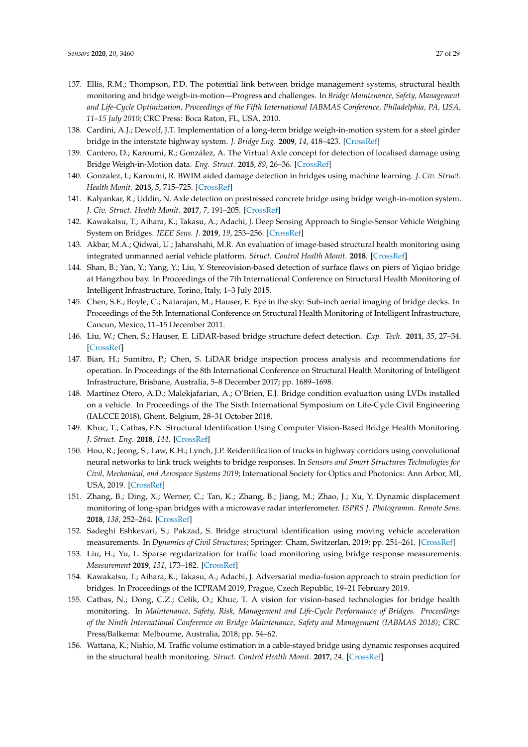137. Ellis, R.M.; Thompson, P.D. The potential link between bridge management systems, structural health monitoring and bridge weigh-in-motion—Progress and challenges. In *Bridge Maintenance, Safety, Management and Life-Cycle Optimization, Proceedings of the Fifth International IABMAS Conference, Philadelphia, PA, USA, 11–15 July 2010*; CRC Press: Boca Raton, FL, USA, 2010.
138. Cardini, A.J.; Dewolf, J.T. Implementation of a long-term bridge weigh-in-motion system for a steel girder bridge in the interstate highway system. *J. Bridge Eng.* **2009**, *14*, 418–423. [CrossRef]
139. Cantero, D.; Karoumi, R.; González, A. The Virtual Axle concept for detection of localised damage using Bridge Weigh-in-Motion data. *Eng. Struct.* **2015**, *89*, 26–36. [CrossRef]
140. Gonzalez, I.; Karoumi, R. BWIM aided damage detection in bridges using machine learning. *J. Civ. Struct. Health Monit.* **2015**, *5*, 715–725. [CrossRef]
141. Kalyankar, R.; Uddin, N. Axle detection on prestressed concrete bridge using bridge weigh-in-motion system. *J. Civ. Struct. Health Monit.* **2017**, *7*, 191–205. [CrossRef]
142. Kawakatsu, T.; Aihara, K.; Takasu, A.; Adachi, J. Deep Sensing Approach to Single-Sensor Vehicle Weighing System on Bridges. *IEEE Sens. J.* **2019**, *19*, 253–256. [CrossRef]
143. Akbar, M.A.; Qidwai, U.; Jahanshahi, M.R. An evaluation of image-based structural health monitoring using integrated unmanned aerial vehicle platform. *Struct. Control Health Monit.* **2018**. [CrossRef]
144. Shan, B.; Yan, Y.; Yang, Y.; Liu, Y. Stereovision-based detection of surface flaws on piers of Yiqiao bridge at Hangzhou bay. In Proceedings of the 7th International Conference on Structural Health Monitoring of Intelligent Infrastructure, Torino, Italy, 1–3 July 2015.
145. Chen, S.E.; Boyle, C.; Natarajan, M.; Hauser, E. Eye in the sky: Sub-inch aerial imaging of bridge decks. In Proceedings of the 5th International Conference on Structural Health Monitoring of Intelligent Infrastructure, Cancun, Mexico, 11–15 December 2011.
146. Liu, W.; Chen, S.; Hauser, E. LiDAR-based bridge structure defect detection. *Exp. Tech.* **2011**, *35*, 27–34. [CrossRef]
147. Bian, H.; Sumitro, P.; Chen, S. LiDAR bridge inspection process analysis and recommendations for operation. In Proceedings of the 8th International Conference on Structural Health Monitoring of Intelligent Infrastructure, Brisbane, Australia, 5–8 December 2017; pp. 1689–1698.
148. Martínez Otero, A.D.; Malekjafarian, A.; O'Brien, E.J. Bridge condition evaluation using LVDs installed on a vehicle. In Proceedings of the The Sixth International Symposium on Life-Cycle Civil Engineering (IALCCE 2018), Ghent, Belgium, 28–31 October 2018.
149. Khuc, T.; Catbas, F.N. Structural Identification Using Computer Vision-Based Bridge Health Monitoring. *J. Struct. Eng.* **2018**, *144*. [CrossRef]
150. Hou, R.; Jeong, S.; Law, K.H.; Lynch, J.P. Reidentification of trucks in highway corridors using convolutional neural networks to link truck weights to bridge responses. In *Sensors and Smart Structures Technologies for Civil, Mechanical, and Aerospace Systems 2019*; International Society for Optics and Photonics: Ann Arbor, MI, USA, 2019. [CrossRef]
151. Zhang, B.; Ding, X.; Werner, C.; Tan, K.; Zhang, B.; Jiang, M.; Zhao, J.; Xu, Y. Dynamic displacement monitoring of long-span bridges with a microwave radar interferometer. *ISPRS J. Photogramm. Remote Sens.* **2018**, *138*, 252–264. [CrossRef]
152. Sadeghi Eshkevari, S.; Pakzad, S. Bridge structural identification using moving vehicle acceleration measurements. In *Dynamics of Civil Structures*; Springer: Cham, Switzerlan, 2019; pp. 251–261. [CrossRef]
153. Liu, H.; Yu, L. Sparse regularization for traffic load monitoring using bridge response measurements. *Measurement* **2019**, *131*, 173–182. [CrossRef]
154. Kawakatsu, T.; Aihara, K.; Takasu, A.; Adachi, J. Adversarial media-fusion approach to strain prediction for bridges. In Proceedings of the ICPRAM 2019, Prague, Czech Republic, 19–21 February 2019.
155. Catbas, N.; Dong, C.Z.; Celik, O.; Khuc, T. A vision for vision-based technologies for bridge health monitoring. In *Maintenance, Safety, Risk, Management and Life-Cycle Performance of Bridges. Proceedings of the Ninth International Conference on Bridge Maintenance, Safety and Management (IABMAS 2018)*; CRC Press/Balkema: Melbourne, Australia, 2018; pp. 54–62.
156. Wattana, K.; Nishio, M. Traffic volume estimation in a cable-stayed bridge using dynamic responses acquired in the structural health monitoring. *Struct. Control Health Monit.* **2017**, *24*. [CrossRef]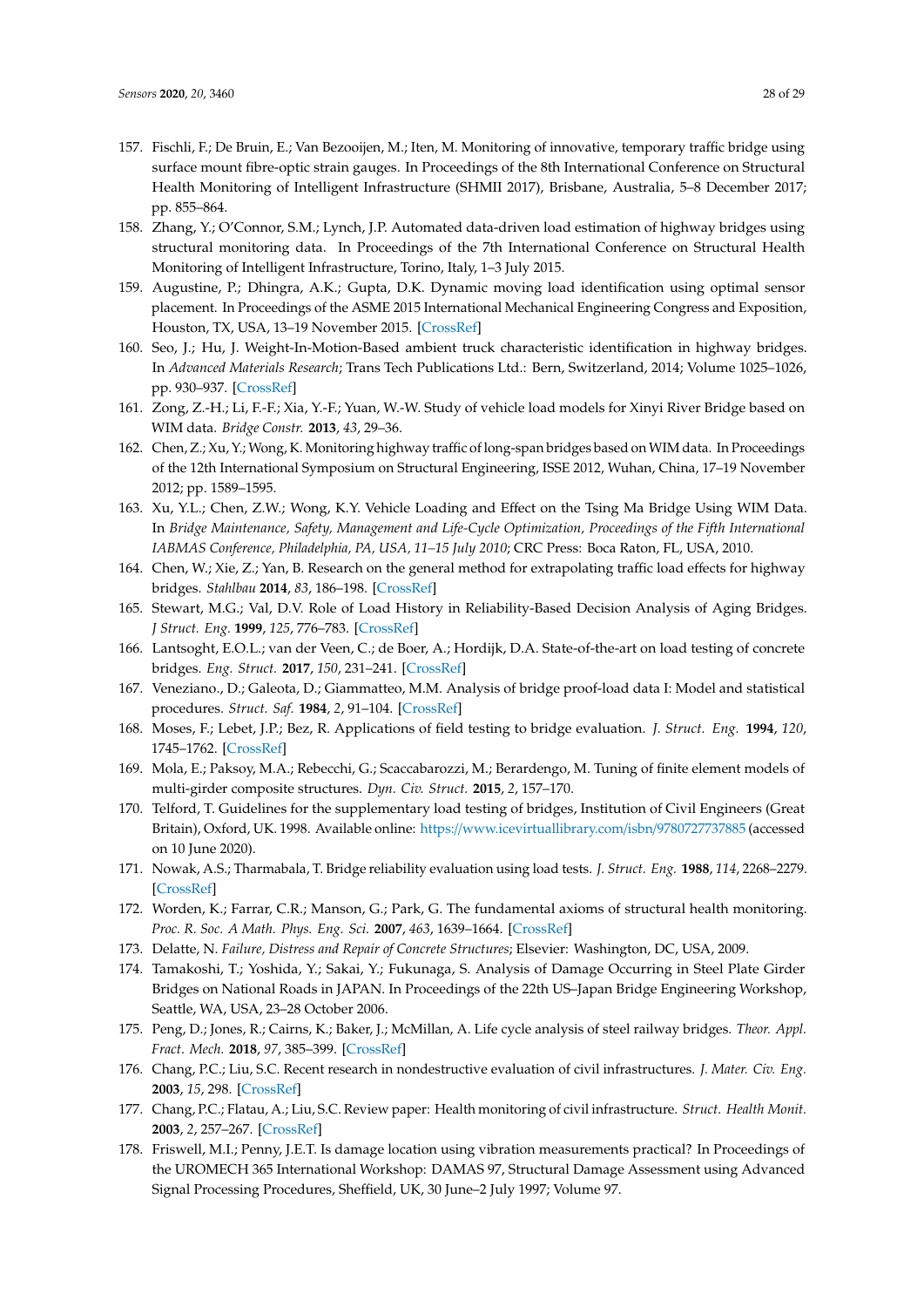157. Fischli, F.; De Bruin, E.; Van Bezooijen, M.; Iten, M. Monitoring of innovative, temporary traffic bridge using surface mount fibre-optic strain gauges. In Proceedings of the 8th International Conference on Structural Health Monitoring of Intelligent Infrastructure (SHMII 2017), Brisbane, Australia, 5–8 December 2017; pp. 855–864.
158. Zhang, Y.; O'Connor, S.M.; Lynch, J.P. Automated data-driven load estimation of highway bridges using structural monitoring data. In Proceedings of the 7th International Conference on Structural Health Monitoring of Intelligent Infrastructure, Torino, Italy, 1–3 July 2015.
159. Augustine, P.; Dhingra, A.K.; Gupta, D.K. Dynamic moving load identification using optimal sensor placement. In Proceedings of the ASME 2015 International Mechanical Engineering Congress and Exposition, Houston, TX, USA, 13–19 November 2015. [CrossRef]
160. Seo, J.; Hu, J. Weight-In-Motion-Based ambient truck characteristic identification in highway bridges. In *Advanced Materials Research*; Trans Tech Publications Ltd.: Bern, Switzerland, 2014; Volume 1025–1026, pp. 930–937. [CrossRef]
161. Zong, Z.-H.; Li, F.-F.; Xia, Y.-F.; Yuan, W.-W. Study of vehicle load models for Xinyi River Bridge based on WIM data. *Bridge Constr.* **2013**, *43*, 29–36.
162. Chen, Z.; Xu, Y.; Wong, K. Monitoring highway traffic of long-span bridges based on WIM data. In Proceedings of the 12th International Symposium on Structural Engineering, ISSE 2012, Wuhan, China, 17–19 November 2012; pp. 1589–1595.
163. Xu, Y.L.; Chen, Z.W.; Wong, K.Y. Vehicle Loading and Effect on the Tsing Ma Bridge Using WIM Data. In *Bridge Maintenance, Safety, Management and Life-Cycle Optimization, Proceedings of the Fifth International IABMAS Conference, Philadelphia, PA, USA, 11–15 July 2010*; CRC Press: Boca Raton, FL, USA, 2010.
164. Chen, W.; Xie, Z.; Yan, B. Research on the general method for extrapolating traffic load effects for highway bridges. *Stahlbau* **2014**, *83*, 186–198. [CrossRef]
165. Stewart, M.G.; Val, D.V. Role of Load History in Reliability-Based Decision Analysis of Aging Bridges. *J Struct. Eng.* **1999**, *125*, 776–783. [CrossRef]
166. Lantsoght, E.O.L.; van der Veen, C.; de Boer, A.; Hordijk, D.A. State-of-the-art on load testing of concrete bridges. *Eng. Struct.* **2017**, *150*, 231–241. [CrossRef]
167. Veneziano., D.; Galeota, D.; Giammatteo, M.M. Analysis of bridge proof-load data I: Model and statistical procedures. *Struct. Saf.* **1984**, *2*, 91–104. [CrossRef]
168. Moses, F.; Lebet, J.P.; Bez, R. Applications of field testing to bridge evaluation. *J. Struct. Eng.* **1994**, *120*, 1745–1762. [CrossRef]
169. Mola, E.; Paksoy, M.A.; Rebecchi, G.; Scaccabarozzi, M.; Berardengo, M. Tuning of finite element models of multi-girder composite structures. *Dyn. Civ. Struct.* **2015**, *2*, 157–170.
170. Telford, T. Guidelines for the supplementary load testing of bridges, Institution of Civil Engineers (Great Britain), Oxford, UK. 1998. Available online: https://www.icevirtuallibrary.com/isbn/9780727737885 (accessed on 10 June 2020).
171. Nowak, A.S.; Tharmabala, T. Bridge reliability evaluation using load tests. *J. Struct. Eng.* **1988**, *114*, 2268–2279. [CrossRef]
172. Worden, K.; Farrar, C.R.; Manson, G.; Park, G. The fundamental axioms of structural health monitoring. *Proc. R. Soc. A Math. Phys. Eng. Sci.* **2007**, *463*, 1639–1664. [CrossRef]
173. Delatte, N. *Failure, Distress and Repair of Concrete Structures*; Elsevier: Washington, DC, USA, 2009.
174. Tamakoshi, T.; Yoshida, Y.; Sakai, Y.; Fukunaga, S. Analysis of Damage Occurring in Steel Plate Girder Bridges on National Roads in JAPAN. In Proceedings of the 22th US–Japan Bridge Engineering Workshop, Seattle, WA, USA, 23–28 October 2006.
175. Peng, D.; Jones, R.; Cairns, K.; Baker, J.; McMillan, A. Life cycle analysis of steel railway bridges. *Theor. Appl. Fract. Mech.* **2018**, *97*, 385–399. [CrossRef]
176. Chang, P.C.; Liu, S.C. Recent research in nondestructive evaluation of civil infrastructures. *J. Mater. Civ. Eng.* **2003**, *15*, 298. [CrossRef]
177. Chang, P.C.; Flatau, A.; Liu, S.C. Review paper: Health monitoring of civil infrastructure. *Struct. Health Monit.* **2003**, *2*, 257–267. [CrossRef]
178. Friswell, M.I.; Penny, J.E.T. Is damage location using vibration measurements practical? In Proceedings of the UROMECH 365 International Workshop: DAMAS 97, Structural Damage Assessment using Advanced Signal Processing Procedures, Sheffield, UK, 30 June–2 July 1997; Volume 97.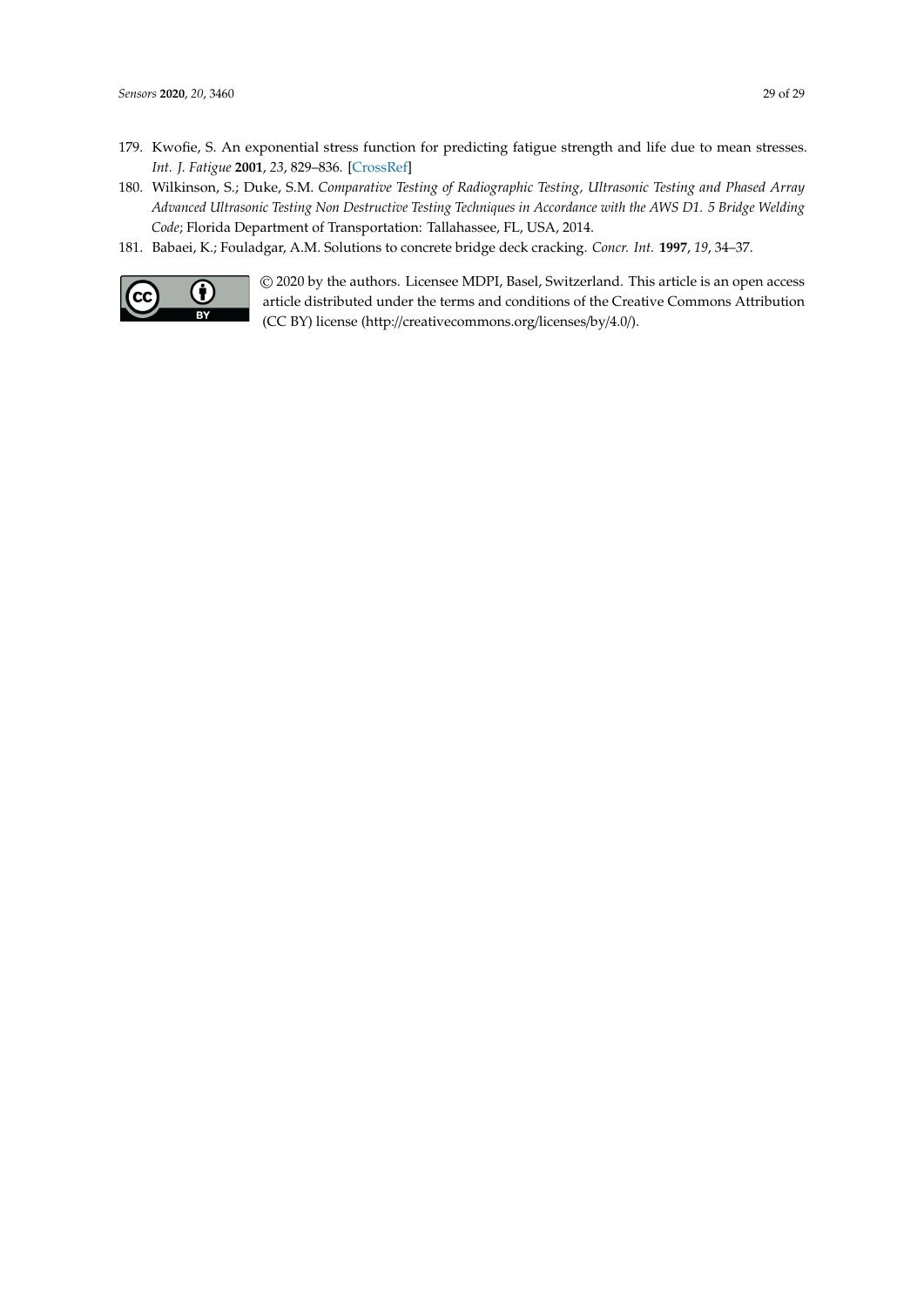179. Kwofie, S. An exponential stress function for predicting fatigue strength and life due to mean stresses. *Int. J. Fatigue* **2001**, *23*, 829–836. [CrossRef]
180. Wilkinson, S.; Duke, S.M. *Comparative Testing of Radiographic Testing, Ultrasonic Testing and Phased Array Advanced Ultrasonic Testing Non Destructive Testing Techniques in Accordance with the AWS D1. 5 Bridge Welding Code*; Florida Department of Transportation: Tallahassee, FL, USA, 2014.
181. Babaei, K.; Fouladgar, A.M. Solutions to concrete bridge deck cracking. *Concr. Int.* **1997**, *19*, 34–37.

© 2020 by the authors. Licensee MDPI, Basel, Switzerland. This article is an open access article distributed under the terms and conditions of the Creative Commons Attribution (CC BY) license (http://creativecommons.org/licenses/by/4.0/).